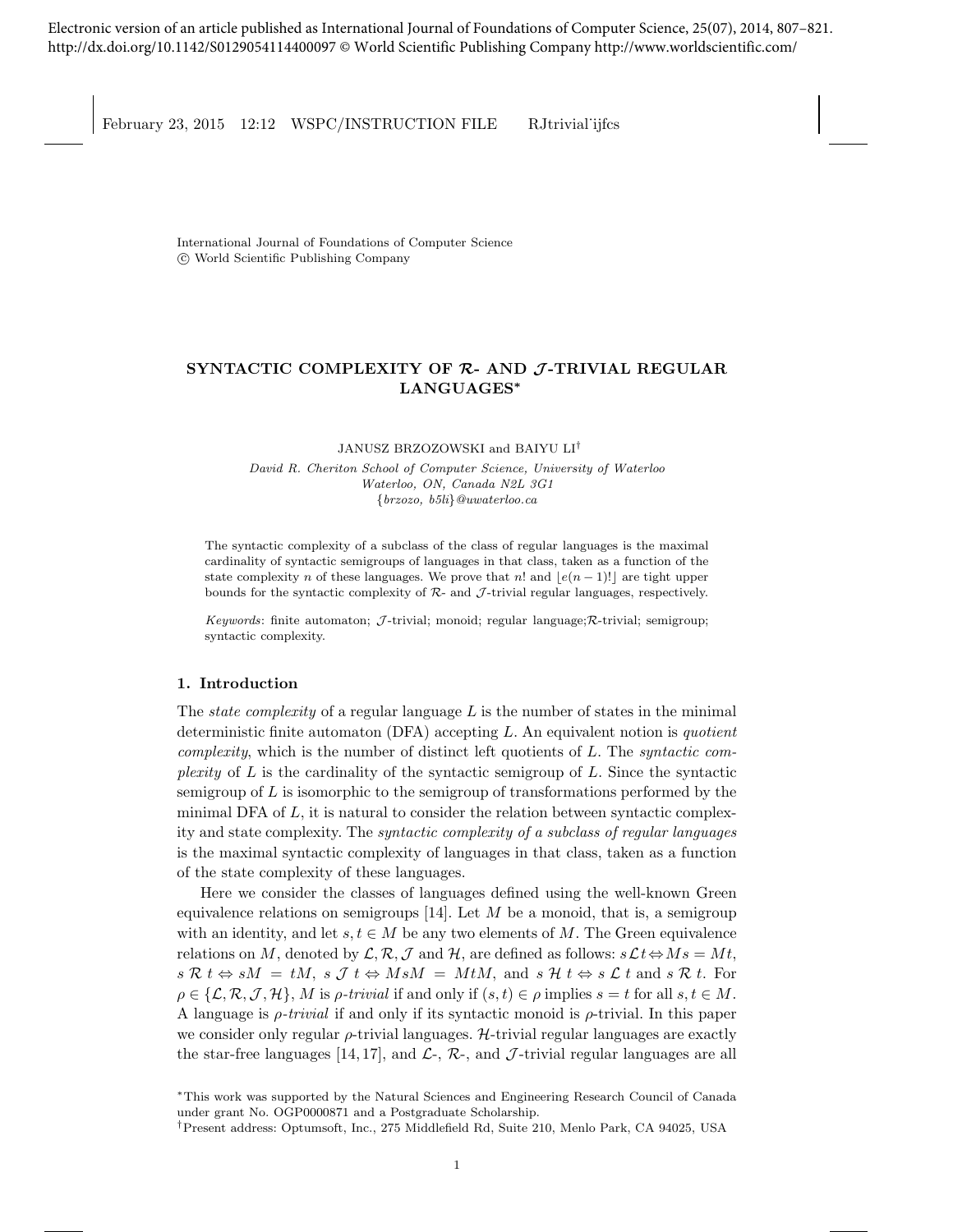Electronic version of an article published as International Journal of Foundations of Computer Science, 25(07), 2014, 807–821.
http://dx.doi.org/10.1142/S0129054114400097 © World Scientific Publishing Company http://www.worldscientific.com/

International Journal of Foundations of Computer Science
© World Scientific Publishing Company

# SYNTACTIC COMPLEXITY OF $\mathcal{R}$- AND $\mathcal{J}$-TRIVIAL REGULAR LANGUAGES*

JANUSZ BRZOZOWSKI and BAIYU LI[†]

*David R. Cheriton School of Computer Science, University of Waterloo*
*Waterloo, ON, Canada N2L 3G1*
*{brzozo, b5li}@uwaterloo.ca*

The syntactic complexity of a subclass of the class of regular languages is the maximal cardinality of syntactic semigroups of languages in that class, taken as a function of the state complexity $n$ of these languages. We prove that $n!$ and $\lfloor e(n-1)! \rfloor$ are tight upper bounds for the syntactic complexity of $\mathcal{R}$- and $\mathcal{J}$-trivial regular languages, respectively.

*Keywords*: finite automaton; $\mathcal{J}$-trivial; monoid; regular language;$\mathcal{R}$-trivial; semigroup; syntactic complexity.

## 1. Introduction

The *state complexity* of a regular language $L$ is the number of states in the minimal deterministic finite automaton (DFA) accepting $L$. An equivalent notion is *quotient complexity*, which is the number of distinct left quotients of $L$. The *syntactic complexity* of $L$ is the cardinality of the syntactic semigroup of $L$. Since the syntactic semigroup of $L$ is isomorphic to the semigroup of transformations performed by the minimal DFA of $L$, it is natural to consider the relation between syntactic complexity and state complexity. The *syntactic complexity of a subclass of regular languages* is the maximal syntactic complexity of languages in that class, taken as a function of the state complexity of these languages.

Here we consider the classes of languages defined using the well-known Green equivalence relations on semigroups [14]. Let $M$ be a monoid, that is, a semigroup with an identity, and let $s, t \in M$ be any two elements of $M$. The Green equivalence relations on $M$, denoted by $\mathcal{L}, \mathcal{R}, \mathcal{J}$ and $\mathcal{H}$, are defined as follows: $s \mathcal{L} t \Leftrightarrow Ms = Mt$, $s \mathcal{R} t \Leftrightarrow sM = tM$, $s \mathcal{J} t \Leftrightarrow MsM = MtM$, and $s \mathcal{H} t \Leftrightarrow s \mathcal{L} t$ and $s \mathcal{R} t$. For $\rho \in \{\mathcal{L}, \mathcal{R}, \mathcal{J}, \mathcal{H}\}$, $M$ is $\rho$-*trivial* if and only if $(s,t) \in \rho$ implies $s = t$ for all $s, t \in M$. A language is $\rho$-*trivial* if and only if its syntactic monoid is $\rho$-trivial. In this paper we consider only regular $\rho$-trivial languages. $\mathcal{H}$-trivial regular languages are exactly the star-free languages [14,17], and $\mathcal{L}$-, $\mathcal{R}$-, and $\mathcal{J}$-trivial regular languages are all

*This work was supported by the Natural Sciences and Engineering Research Council of Canada under grant No. OGP0000871 and a Postgraduate Scholarship.

[†]Present address: Optumsoft, Inc., 275 Middlefield Rd, Suite 210, Menlo Park, CA 94025, USA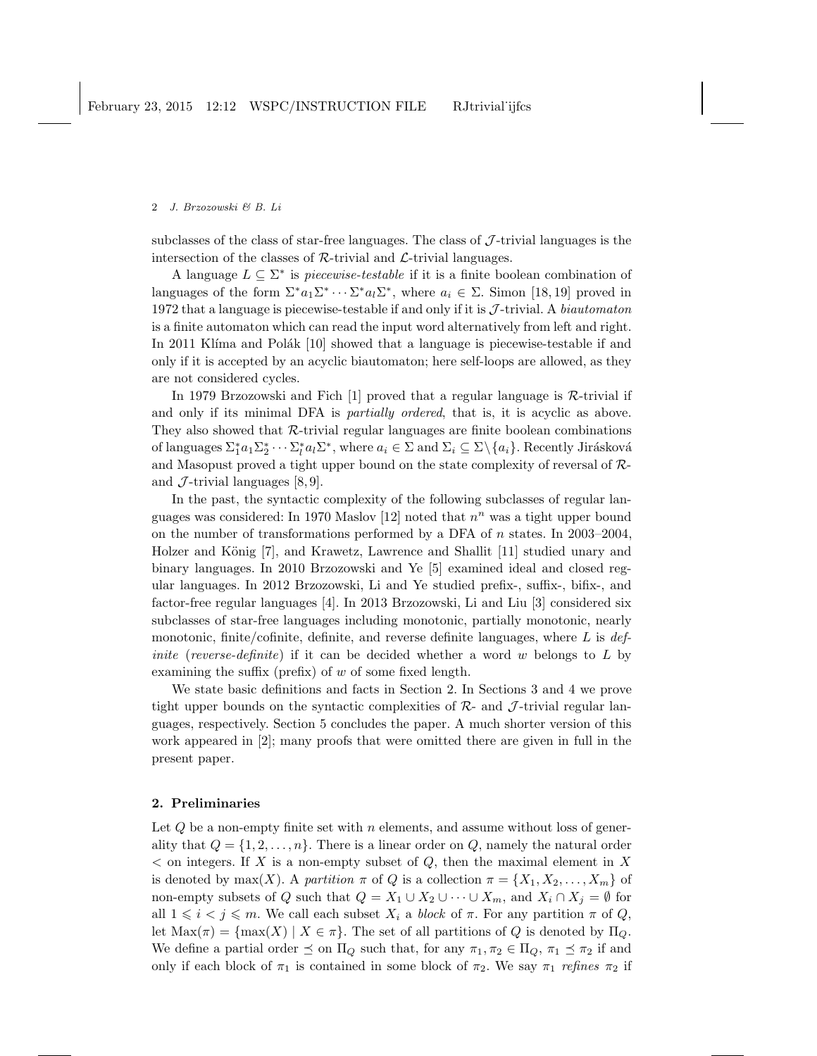subclasses of the class of star-free languages. The class of $\mathcal{J}$-trivial languages is the intersection of the classes of $\mathcal{R}$-trivial and $\mathcal{L}$-trivial languages.

A language $L \subseteq \Sigma^*$ is *piecewise-testable* if it is a finite boolean combination of languages of the form $\Sigma^* a_1 \Sigma^* \cdots \Sigma^* a_l \Sigma^*$, where $a_i \in \Sigma$. Simon [18, 19] proved in 1972 that a language is piecewise-testable if and only if it is $\mathcal{J}$-trivial. A *biautomaton* is a finite automaton which can read the input word alternatively from left and right. In 2011 Klíma and Polák [10] showed that a language is piecewise-testable if and only if it is accepted by an acyclic biautomaton; here self-loops are allowed, as they are not considered cycles.

In 1979 Brzozowski and Fich [1] proved that a regular language is $\mathcal{R}$-trivial if and only if its minimal DFA is *partially ordered*, that is, it is acyclic as above. They also showed that $\mathcal{R}$-trivial regular languages are finite boolean combinations of languages $\Sigma_1^* a_1 \Sigma_2^* \cdots \Sigma_l^* a_l \Sigma^*$, where $a_i \in \Sigma$ and $\Sigma_i \subseteq \Sigma \setminus \{a_i\}$. Recently Jirásková and Masopust proved a tight upper bound on the state complexity of reversal of $\mathcal{R}$- and $\mathcal{J}$-trivial languages [8, 9].

In the past, the syntactic complexity of the following subclasses of regular languages was considered: In 1970 Maslov [12] noted that $n^n$ was a tight upper bound on the number of transformations performed by a DFA of $n$ states. In 2003–2004, Holzer and König [7], and Krawetz, Lawrence and Shallit [11] studied unary and binary languages. In 2010 Brzozowski and Ye [5] examined ideal and closed regular languages. In 2012 Brzozowski, Li and Ye studied prefix-, suffix-, bifix-, and factor-free regular languages [4]. In 2013 Brzozowski, Li and Liu [3] considered six subclasses of star-free languages including monotonic, partially monotonic, nearly monotonic, finite/cofinite, definite, and reverse definite languages, where $L$ is *definite* (*reverse-definite*) if it can be decided whether a word $w$ belongs to $L$ by examining the suffix (prefix) of $w$ of some fixed length.

We state basic definitions and facts in Section 2. In Sections 3 and 4 we prove tight upper bounds on the syntactic complexities of $\mathcal{R}$- and $\mathcal{J}$-trivial regular languages, respectively. Section 5 concludes the paper. A much shorter version of this work appeared in [2]; many proofs that were omitted there are given in full in the present paper.

## 2. Preliminaries

Let $Q$ be a non-empty finite set with $n$ elements, and assume without loss of generality that $Q = \{1, 2, \ldots, n\}$. There is a linear order on $Q$, namely the natural order $<$ on integers. If $X$ is a non-empty subset of $Q$, then the maximal element in $X$ is denoted by $\max(X)$. A *partition* $\pi$ of $Q$ is a collection $\pi = \{X_1, X_2, \ldots, X_m\}$ of non-empty subsets of $Q$ such that $Q = X_1 \cup X_2 \cup \cdots \cup X_m$, and $X_i \cap X_j = \emptyset$ for all $1 \leqslant i < j \leqslant m$. We call each subset $X_i$ a *block* of $\pi$. For any partition $\pi$ of $Q$, let $\text{Max}(\pi) = \{\max(X) \mid X \in \pi\}$. The set of all partitions of $Q$ is denoted by $\Pi_Q$. We define a partial order $\preceq$ on $\Pi_Q$ such that, for any $\pi_1, \pi_2 \in \Pi_Q$, $\pi_1 \preceq \pi_2$ if and only if each block of $\pi_1$ is contained in some block of $\pi_2$. We say $\pi_1$ *refines* $\pi_2$ if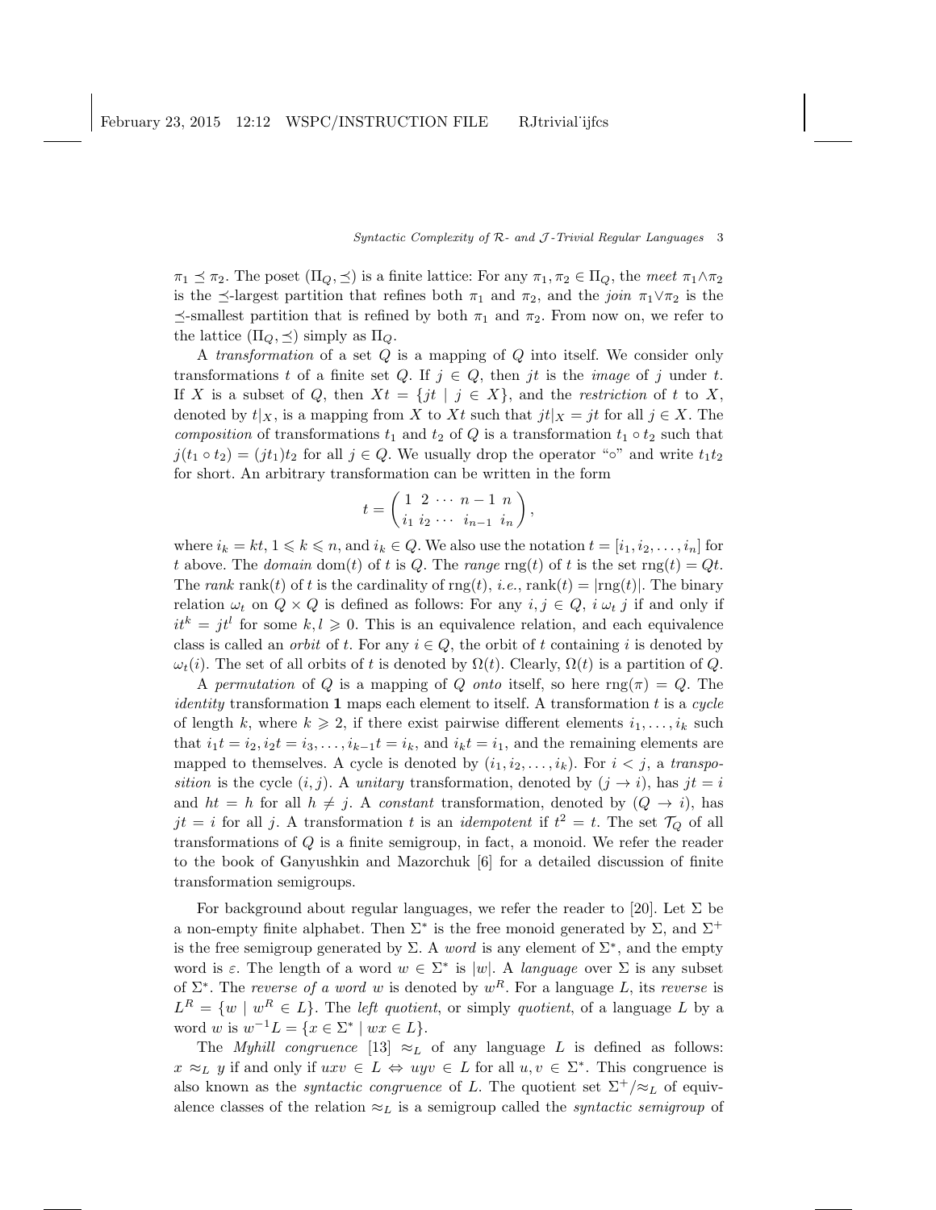$\pi_1 \preceq \pi_2$. The poset $(\Pi_Q, \preceq)$ is a finite lattice: For any $\pi_1, \pi_2 \in \Pi_Q$, the *meet* $\pi_1 \wedge \pi_2$ is the $\preceq$-largest partition that refines both $\pi_1$ and $\pi_2$, and the *join* $\pi_1 \vee \pi_2$ is the $\preceq$-smallest partition that is refined by both $\pi_1$ and $\pi_2$. From now on, we refer to the lattice $(\Pi_Q, \preceq)$ simply as $\Pi_Q$.

A *transformation* of a set $Q$ is a mapping of $Q$ into itself. We consider only transformations $t$ of a finite set $Q$. If $j \in Q$, then $jt$ is the *image* of $j$ under $t$. If $X$ is a subset of $Q$, then $Xt = \{jt \mid j \in X\}$, and the *restriction* of $t$ to $X$, denoted by $t|_X$, is a mapping from $X$ to $Xt$ such that $jt|_X = jt$ for all $j \in X$. The *composition* of transformations $t_1$ and $t_2$ of $Q$ is a transformation $t_1 \circ t_2$ such that $j(t_1 \circ t_2) = (jt_1)t_2$ for all $j \in Q$. We usually drop the operator "$\circ$" and write $t_1 t_2$ for short. An arbitrary transformation can be written in the form

$$t = \begin{pmatrix} 1 & 2 & \cdots & n-1 & n \\ i_1 & i_2 & \cdots & i_{n-1} & i_n \end{pmatrix},$$

where $i_k = kt$, $1 \leqslant k \leqslant n$, and $i_k \in Q$. We also use the notation $t = [i_1, i_2, \ldots, i_n]$ for $t$ above. The *domain* $\mathrm{dom}(t)$ of $t$ is $Q$. The *range* $\mathrm{rng}(t)$ of $t$ is the set $\mathrm{rng}(t) = Qt$. The *rank* $\mathrm{rank}(t)$ of $t$ is the cardinality of $\mathrm{rng}(t)$, *i.e.*, $\mathrm{rank}(t) = |\mathrm{rng}(t)|$. The binary relation $\omega_t$ on $Q \times Q$ is defined as follows: For any $i, j \in Q$, $i \, \omega_t \, j$ if and only if $it^k = jt^l$ for some $k, l \geqslant 0$. This is an equivalence relation, and each equivalence class is called an *orbit* of $t$. For any $i \in Q$, the orbit of $t$ containing $i$ is denoted by $\omega_t(i)$. The set of all orbits of $t$ is denoted by $\Omega(t)$. Clearly, $\Omega(t)$ is a partition of $Q$.

A *permutation* of $Q$ is a mapping of $Q$ *onto* itself, so here $\mathrm{rng}(\pi) = Q$. The *identity* transformation $\mathbf{1}$ maps each element to itself. A transformation $t$ is a *cycle* of length $k$, where $k \geqslant 2$, if there exist pairwise different elements $i_1, \ldots, i_k$ such that $i_1 t = i_2, i_2 t = i_3, \ldots, i_{k-1} t = i_k$, and $i_k t = i_1$, and the remaining elements are mapped to themselves. A cycle is denoted by $(i_1, i_2, \ldots, i_k)$. For $i < j$, a *transposition* is the cycle $(i, j)$. A *unitary* transformation, denoted by $(j \to i)$, has $jt = i$ and $ht = h$ for all $h \neq j$. A *constant* transformation, denoted by $(Q \to i)$, has $jt = i$ for all $j$. A transformation $t$ is an *idempotent* if $t^2 = t$. The set $\mathcal{T}_Q$ of all transformations of $Q$ is a finite semigroup, in fact, a monoid. We refer the reader to the book of Ganyushkin and Mazorchuk [6] for a detailed discussion of finite transformation semigroups.

For background about regular languages, we refer the reader to [20]. Let $\Sigma$ be a non-empty finite alphabet. Then $\Sigma^*$ is the free monoid generated by $\Sigma$, and $\Sigma^+$ is the free semigroup generated by $\Sigma$. A *word* is any element of $\Sigma^*$, and the empty word is $\varepsilon$. The length of a word $w \in \Sigma^*$ is $|w|$. A *language* over $\Sigma$ is any subset of $\Sigma^*$. The *reverse of a word* $w$ is denoted by $w^R$. For a language $L$, its *reverse* is $L^R = \{w \mid w^R \in L\}$. The *left quotient*, or simply *quotient*, of a language $L$ by a word $w$ is $w^{-1}L = \{x \in \Sigma^* \mid wx \in L\}$.

The *Myhill congruence* [13] $\approx_L$ of any language $L$ is defined as follows: $x \approx_L y$ if and only if $uxv \in L \Leftrightarrow uyv \in L$ for all $u, v \in \Sigma^*$. This congruence is also known as the *syntactic congruence* of $L$. The quotient set $\Sigma^+/\approx_L$ of equivalence classes of the relation $\approx_L$ is a semigroup called the *syntactic semigroup* of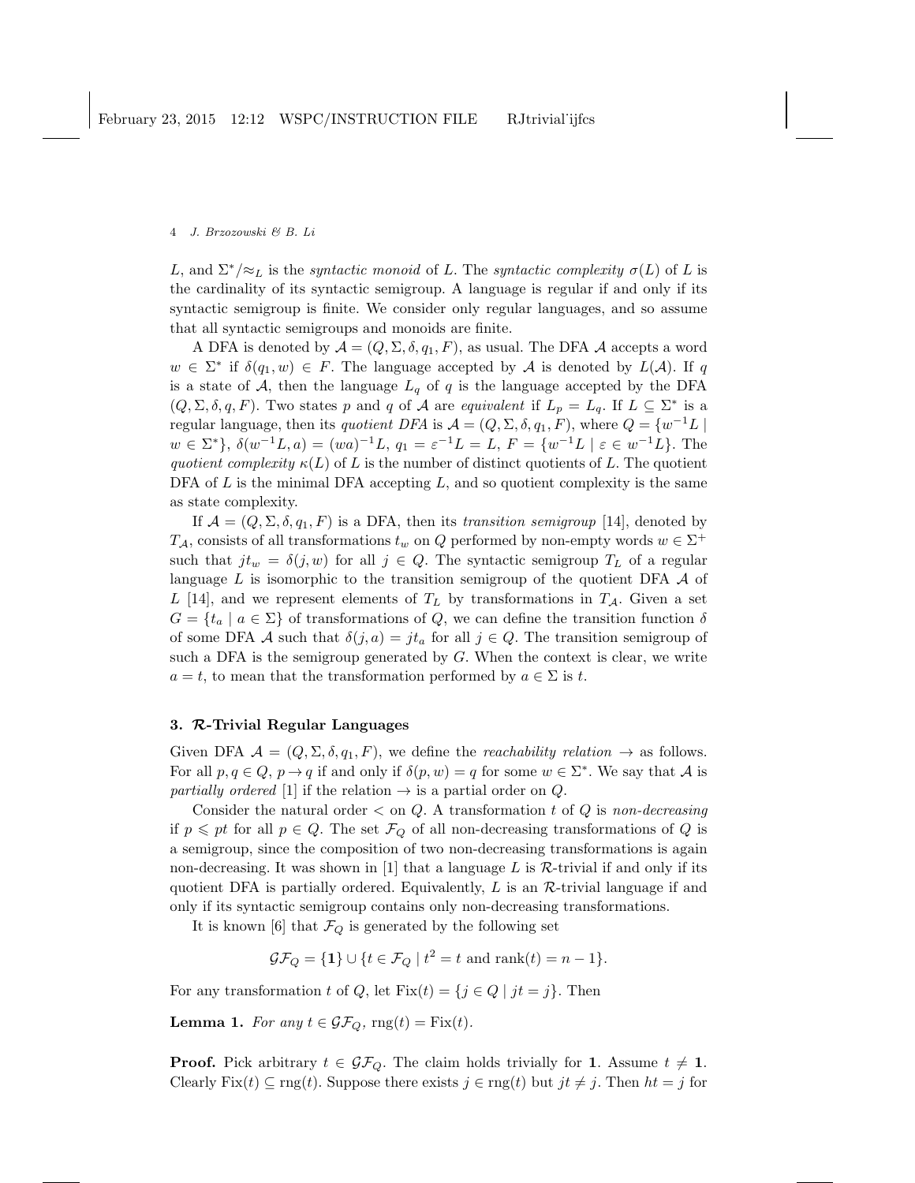$L$, and $\Sigma^*/\approx_L$ is the *syntactic monoid* of $L$. The *syntactic complexity* $\sigma(L)$ of $L$ is the cardinality of its syntactic semigroup. A language is regular if and only if its syntactic semigroup is finite. We consider only regular languages, and so assume that all syntactic semigroups and monoids are finite.

A DFA is denoted by $\mathcal{A} = (Q, \Sigma, \delta, q_1, F)$, as usual. The DFA $\mathcal{A}$ accepts a word $w \in \Sigma^*$ if $\delta(q_1, w) \in F$. The language accepted by $\mathcal{A}$ is denoted by $L(\mathcal{A})$. If $q$ is a state of $\mathcal{A}$, then the language $L_q$ of $q$ is the language accepted by the DFA $(Q, \Sigma, \delta, q, F)$. Two states $p$ and $q$ of $\mathcal{A}$ are *equivalent* if $L_p = L_q$. If $L \subseteq \Sigma^*$ is a regular language, then its *quotient DFA* is $\mathcal{A} = (Q, \Sigma, \delta, q_1, F)$, where $Q = \{w^{-1}L \mid w \in \Sigma^*\}$, $\delta(w^{-1}L, a) = (wa)^{-1}L$, $q_1 = \varepsilon^{-1}L = L$, $F = \{w^{-1}L \mid \varepsilon \in w^{-1}L\}$. The *quotient complexity* $\kappa(L)$ of $L$ is the number of distinct quotients of $L$. The quotient DFA of $L$ is the minimal DFA accepting $L$, and so quotient complexity is the same as state complexity.

If $\mathcal{A} = (Q, \Sigma, \delta, q_1, F)$ is a DFA, then its *transition semigroup* [14], denoted by $T_{\mathcal{A}}$, consists of all transformations $t_w$ on $Q$ performed by non-empty words $w \in \Sigma^+$ such that $jt_w = \delta(j, w)$ for all $j \in Q$. The syntactic semigroup $T_L$ of a regular language $L$ is isomorphic to the transition semigroup of the quotient DFA $\mathcal{A}$ of $L$ [14], and we represent elements of $T_L$ by transformations in $T_{\mathcal{A}}$. Given a set $G = \{t_a \mid a \in \Sigma\}$ of transformations of $Q$, we can define the transition function $\delta$ of some DFA $\mathcal{A}$ such that $\delta(j, a) = jt_a$ for all $j \in Q$. The transition semigroup of such a DFA is the semigroup generated by $G$. When the context is clear, we write $a = t$, to mean that the transformation performed by $a \in \Sigma$ is $t$.

## 3. $\mathcal{R}$-Trivial Regular Languages

Given DFA $\mathcal{A} = (Q, \Sigma, \delta, q_1, F)$, we define the *reachability relation* $\rightarrow$ as follows. For all $p, q \in Q$, $p \rightarrow q$ if and only if $\delta(p, w) = q$ for some $w \in \Sigma^*$. We say that $\mathcal{A}$ is *partially ordered* [1] if the relation $\rightarrow$ is a partial order on $Q$.

Consider the natural order $<$ on $Q$. A transformation $t$ of $Q$ is *non-decreasing* if $p \leqslant pt$ for all $p \in Q$. The set $\mathcal{F}_Q$ of all non-decreasing transformations of $Q$ is a semigroup, since the composition of two non-decreasing transformations is again non-decreasing. It was shown in [1] that a language $L$ is $\mathcal{R}$-trivial if and only if its quotient DFA is partially ordered. Equivalently, $L$ is an $\mathcal{R}$-trivial language if and only if its syntactic semigroup contains only non-decreasing transformations.

It is known [6] that $\mathcal{F}_Q$ is generated by the following set

$$\mathcal{GF}_Q = \{\mathbf{1}\} \cup \{t \in \mathcal{F}_Q \mid t^2 = t \text{ and } \operatorname{rank}(t) = n - 1\}.$$

For any transformation $t$ of $Q$, let $\operatorname{Fix}(t) = \{j \in Q \mid jt = j\}$. Then

**Lemma 1.** *For any $t \in \mathcal{GF}_Q$, $\operatorname{rng}(t) = \operatorname{Fix}(t)$.*

**Proof.** Pick arbitrary $t \in \mathcal{GF}_Q$. The claim holds trivially for $\mathbf{1}$. Assume $t \neq \mathbf{1}$. Clearly $\operatorname{Fix}(t) \subseteq \operatorname{rng}(t)$. Suppose there exists $j \in \operatorname{rng}(t)$ but $jt \neq j$. Then $ht = j$ for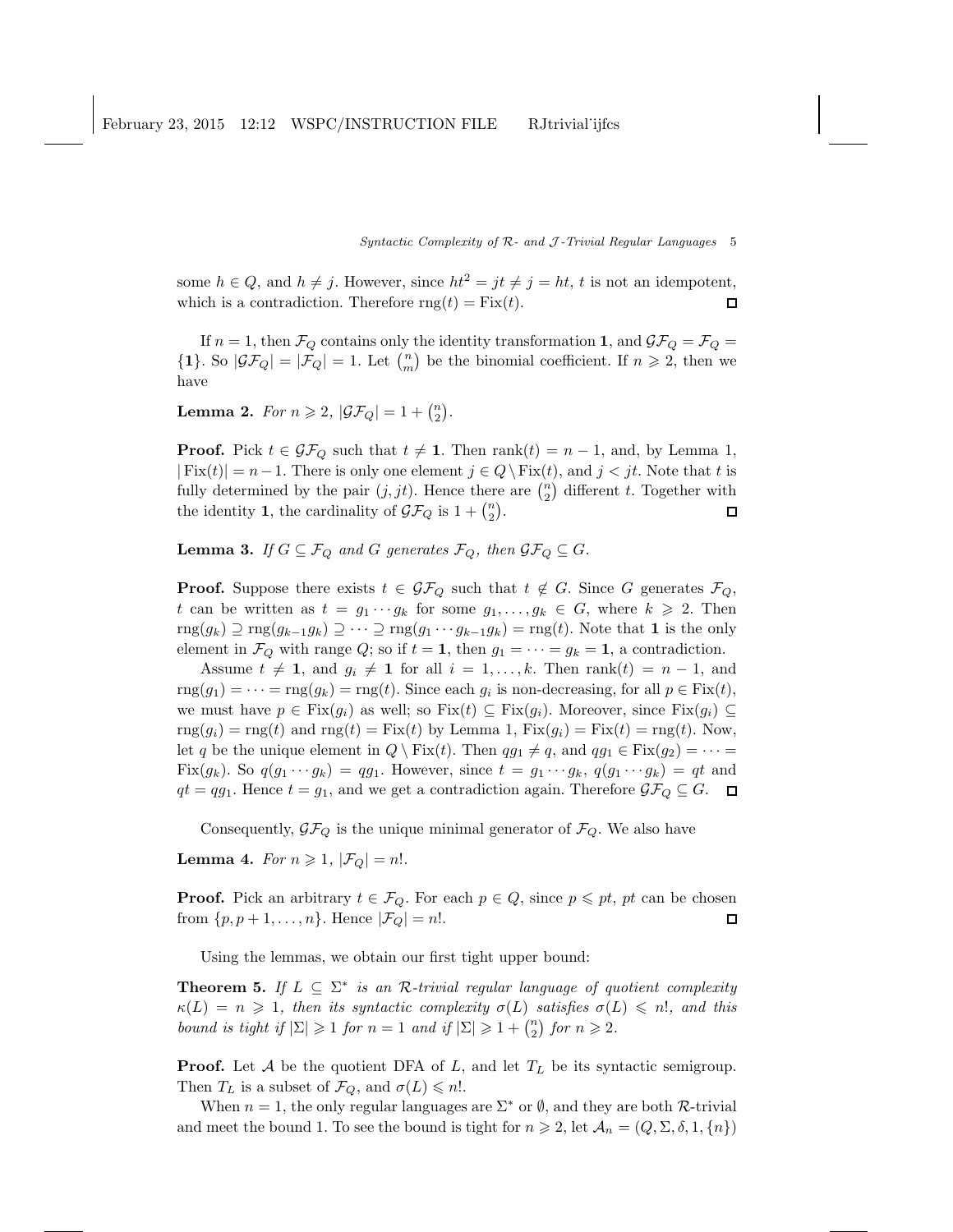some $h \in Q$, and $h \neq j$. However, since $ht^2 = jt \neq j = ht$, $t$ is not an idempotent, which is a contradiction. Therefore $\operatorname{rng}(t) = \operatorname{Fix}(t)$. $\square$

If $n = 1$, then $\mathcal{F}_Q$ contains only the identity transformation $\mathbf{1}$, and $\mathcal{GF}_Q = \mathcal{F}_Q = \{\mathbf{1}\}$. So $|\mathcal{GF}_Q| = |\mathcal{F}_Q| = 1$. Let $\binom{n}{m}$ be the binomial coefficient. If $n \geqslant 2$, then we have

**Lemma 2.** *For $n \geqslant 2$, $|\mathcal{GF}_Q| = 1 + \binom{n}{2}$.*

**Proof.** Pick $t \in \mathcal{GF}_Q$ such that $t \neq \mathbf{1}$. Then $\operatorname{rank}(t) = n - 1$, and, by Lemma 1, $|\operatorname{Fix}(t)| = n - 1$. There is only one element $j \in Q \setminus \operatorname{Fix}(t)$, and $j < jt$. Note that $t$ is fully determined by the pair $(j, jt)$. Hence there are $\binom{n}{2}$ different $t$. Together with the identity $\mathbf{1}$, the cardinality of $\mathcal{GF}_Q$ is $1 + \binom{n}{2}$. $\square$

**Lemma 3.** *If $G \subseteq \mathcal{F}_Q$ and $G$ generates $\mathcal{F}_Q$, then $\mathcal{GF}_Q \subseteq G$.*

**Proof.** Suppose there exists $t \in \mathcal{GF}_Q$ such that $t \notin G$. Since $G$ generates $\mathcal{F}_Q$, $t$ can be written as $t = g_1 \cdots g_k$ for some $g_1, \ldots, g_k \in G$, where $k \geqslant 2$. Then $\operatorname{rng}(g_k) \supseteq \operatorname{rng}(g_{k-1}g_k) \supseteq \cdots \supseteq \operatorname{rng}(g_1 \cdots g_{k-1}g_k) = \operatorname{rng}(t)$. Note that $\mathbf{1}$ is the only element in $\mathcal{F}_Q$ with range $Q$; so if $t = \mathbf{1}$, then $g_1 = \cdots = g_k = \mathbf{1}$, a contradiction.

Assume $t \neq \mathbf{1}$, and $g_i \neq \mathbf{1}$ for all $i = 1, \ldots, k$. Then $\operatorname{rank}(t) = n - 1$, and $\operatorname{rng}(g_1) = \cdots = \operatorname{rng}(g_k) = \operatorname{rng}(t)$. Since each $g_i$ is non-decreasing, for all $p \in \operatorname{Fix}(t)$, we must have $p \in \operatorname{Fix}(g_i)$ as well; so $\operatorname{Fix}(t) \subseteq \operatorname{Fix}(g_i)$. Moreover, since $\operatorname{Fix}(g_i) \subseteq \operatorname{rng}(g_i) = \operatorname{rng}(t)$ and $\operatorname{rng}(t) = \operatorname{Fix}(t)$ by Lemma 1, $\operatorname{Fix}(g_i) = \operatorname{Fix}(t) = \operatorname{rng}(t)$. Now, let $q$ be the unique element in $Q \setminus \operatorname{Fix}(t)$. Then $qg_1 \neq q$, and $qg_1 \in \operatorname{Fix}(g_2) = \cdots = \operatorname{Fix}(g_k)$. So $q(g_1 \cdots g_k) = qg_1$. However, since $t = g_1 \cdots g_k$, $q(g_1 \cdots g_k) = qt$ and $qt = qg_1$. Hence $t = g_1$, and we get a contradiction again. Therefore $\mathcal{GF}_Q \subseteq G$. $\square$

Consequently, $\mathcal{GF}_Q$ is the unique minimal generator of $\mathcal{F}_Q$. We also have

**Lemma 4.** *For $n \geqslant 1$, $|\mathcal{F}_Q| = n!$.*

**Proof.** Pick an arbitrary $t \in \mathcal{F}_Q$. For each $p \in Q$, since $p \leqslant pt$, $pt$ can be chosen from $\{p, p+1, \ldots, n\}$. Hence $|\mathcal{F}_Q| = n!$. $\square$

Using the lemmas, we obtain our first tight upper bound:

**Theorem 5.** *If $L \subseteq \Sigma^*$ is an $\mathcal{R}$-trivial regular language of quotient complexity $\kappa(L) = n \geqslant 1$, then its syntactic complexity $\sigma(L)$ satisfies $\sigma(L) \leqslant n!$, and this bound is tight if $|\Sigma| \geqslant 1$ for $n = 1$ and if $|\Sigma| \geqslant 1 + \binom{n}{2}$ for $n \geqslant 2$.*

**Proof.** Let $\mathcal{A}$ be the quotient DFA of $L$, and let $T_L$ be its syntactic semigroup. Then $T_L$ is a subset of $\mathcal{F}_Q$, and $\sigma(L) \leqslant n!$.

When $n = 1$, the only regular languages are $\Sigma^*$ or $\emptyset$, and they are both $\mathcal{R}$-trivial and meet the bound 1. To see the bound is tight for $n \geqslant 2$, let $\mathcal{A}_n = (Q, \Sigma, \delta, 1, \{n\})$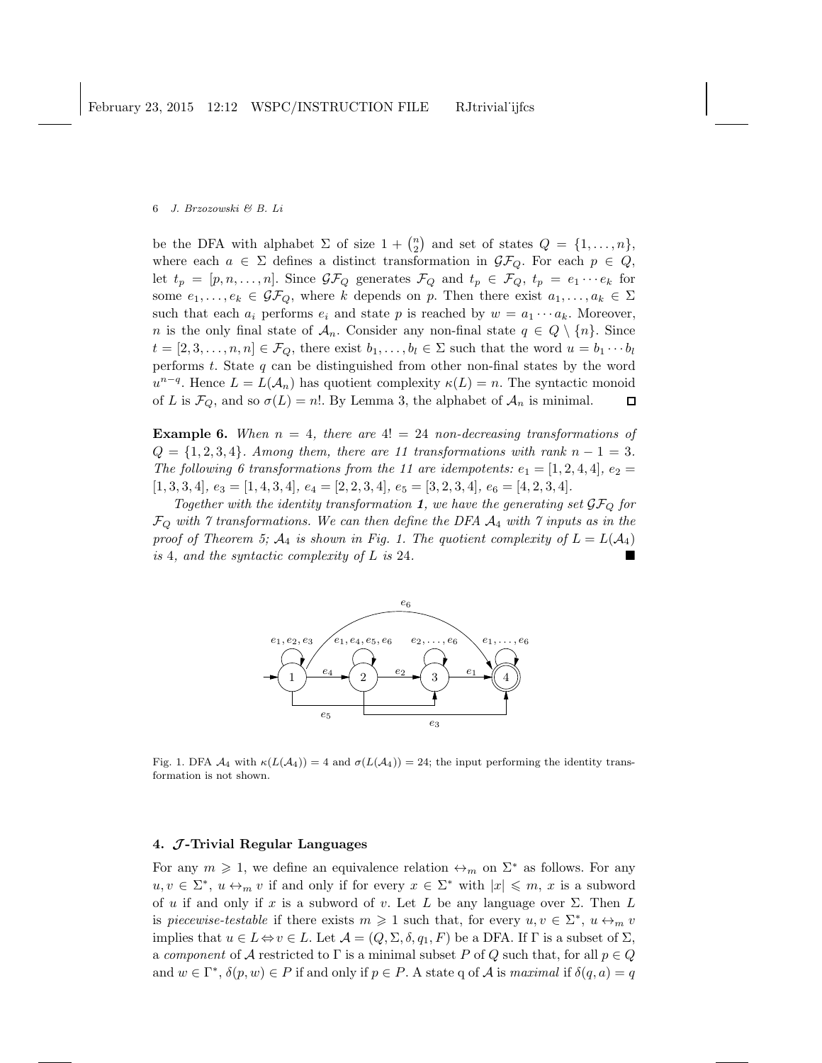be the DFA with alphabet $\Sigma$ of size $1 + \binom{n}{2}$ and set of states $Q = \{1, \dots, n\}$, where each $a \in \Sigma$ defines a distinct transformation in $\mathcal{GF}_Q$. For each $p \in Q$, let $t_p = [p, n, \dots, n]$. Since $\mathcal{GF}_Q$ generates $\mathcal{F}_Q$ and $t_p \in \mathcal{F}_Q$, $t_p = e_1 \cdots e_k$ for some $e_1, \dots, e_k \in \mathcal{GF}_Q$, where $k$ depends on $p$. Then there exist $a_1, \dots, a_k \in \Sigma$ such that each $a_i$ performs $e_i$ and state $p$ is reached by $w = a_1 \cdots a_k$. Moreover, $n$ is the only final state of $\mathcal{A}_n$. Consider any non-final state $q \in Q \setminus \{n\}$. Since $t = [2, 3, \dots, n, n] \in \mathcal{F}_Q$, there exist $b_1, \dots, b_l \in \Sigma$ such that the word $u = b_1 \cdots b_l$ performs $t$. State $q$ can be distinguished from other non-final states by the word $u^{n-q}$. Hence $L = L(\mathcal{A}_n)$ has quotient complexity $\kappa(L) = n$. The syntactic monoid of $L$ is $\mathcal{F}_Q$, and so $\sigma(L) = n!$. By Lemma 3, the alphabet of $\mathcal{A}_n$ is minimal. □

**Example 6.** *When $n = 4$, there are $4! = 24$ non-decreasing transformations of $Q = \{1, 2, 3, 4\}$. Among them, there are 11 transformations with rank $n - 1 = 3$. The following 6 transformations from the 11 are idempotents: $e_1 = [1, 2, 4, 4]$, $e_2 = [1, 3, 3, 4]$, $e_3 = [1, 4, 3, 4]$, $e_4 = [2, 2, 3, 4]$, $e_5 = [3, 2, 3, 4]$, $e_6 = [4, 2, 3, 4]$.*

*Together with the identity transformation **1**, we have the generating set $\mathcal{GF}_Q$ for $\mathcal{F}_Q$ with 7 transformations. We can then define the DFA $\mathcal{A}_4$ with 7 inputs as in the proof of Theorem 5; $\mathcal{A}_4$ is shown in Fig. 1. The quotient complexity of $L = L(\mathcal{A}_4)$ is 4, and the syntactic complexity of $L$ is 24.* ■

Fig. 1. DFA $\mathcal{A}_4$ with $\kappa(L(\mathcal{A}_4)) = 4$ and $\sigma(L(\mathcal{A}_4)) = 24$; the input performing the identity transformation is not shown.

## 4. $\mathcal{J}$-Trivial Regular Languages

For any $m \geqslant 1$, we define an equivalence relation $\leftrightarrow_m$ on $\Sigma^*$ as follows. For any $u, v \in \Sigma^*$, $u \leftrightarrow_m v$ if and only if for every $x \in \Sigma^*$ with $|x| \leqslant m$, $x$ is a subword of $u$ if and only if $x$ is a subword of $v$. Let $L$ be any language over $\Sigma$. Then $L$ is *piecewise-testable* if there exists $m \geqslant 1$ such that, for every $u, v \in \Sigma^*$, $u \leftrightarrow_m v$ implies that $u \in L \Leftrightarrow v \in L$. Let $\mathcal{A} = (Q, \Sigma, \delta, q_1, F)$ be a DFA. If $\Gamma$ is a subset of $\Sigma$, a *component* of $\mathcal{A}$ restricted to $\Gamma$ is a minimal subset $P$ of $Q$ such that, for all $p \in Q$ and $w \in \Gamma^*$, $\delta(p, w) \in P$ if and only if $p \in P$. A state q of $\mathcal{A}$ is *maximal* if $\delta(q, a) = q$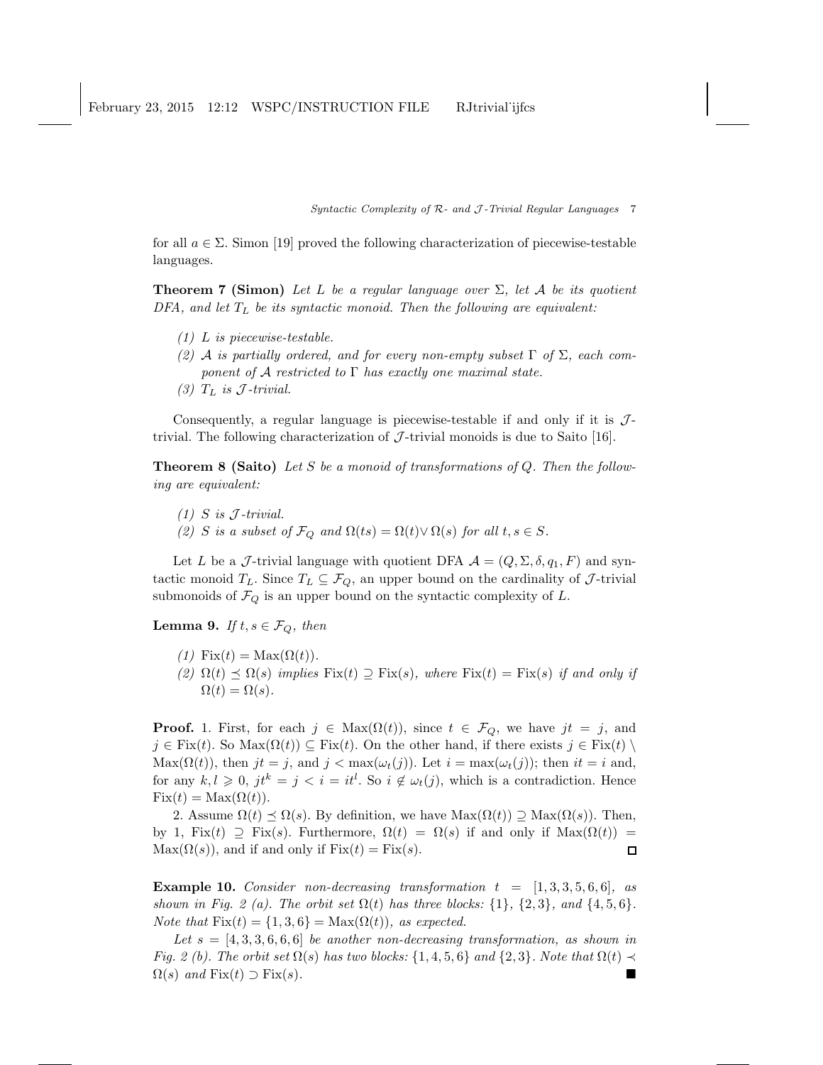for all $a \in \Sigma$. Simon [19] proved the following characterization of piecewise-testable languages.

**Theorem 7 (Simon)** *Let $L$ be a regular language over $\Sigma$, let $\mathcal{A}$ be its quotient DFA, and let $T_L$ be its syntactic monoid. Then the following are equivalent:*

*(1) $L$ is piecewise-testable.*

*(2) $\mathcal{A}$ is partially ordered, and for every non-empty subset $\Gamma$ of $\Sigma$, each component of $\mathcal{A}$ restricted to $\Gamma$ has exactly one maximal state.*

*(3) $T_L$ is $\mathcal{J}$-trivial.*

Consequently, a regular language is piecewise-testable if and only if it is $\mathcal{J}$-trivial. The following characterization of $\mathcal{J}$-trivial monoids is due to Saito [16].

**Theorem 8 (Saito)** *Let $S$ be a monoid of transformations of $Q$. Then the following are equivalent:*

*(1) $S$ is $\mathcal{J}$-trivial.*

*(2) $S$ is a subset of $\mathcal{F}_Q$ and $\Omega(ts) = \Omega(t) \vee \Omega(s)$ for all $t, s \in S$.*

Let $L$ be a $\mathcal{J}$-trivial language with quotient DFA $\mathcal{A} = (Q, \Sigma, \delta, q_1, F)$ and syntactic monoid $T_L$. Since $T_L \subseteq \mathcal{F}_Q$, an upper bound on the cardinality of $\mathcal{J}$-trivial submonoids of $\mathcal{F}_Q$ is an upper bound on the syntactic complexity of $L$.

**Lemma 9.** *If $t, s \in \mathcal{F}_Q$, then*

*(1) $\mathrm{Fix}(t) = \mathrm{Max}(\Omega(t))$.*

*(2) $\Omega(t) \preceq \Omega(s)$ implies $\mathrm{Fix}(t) \supseteq \mathrm{Fix}(s)$, where $\mathrm{Fix}(t) = \mathrm{Fix}(s)$ if and only if $\Omega(t) = \Omega(s)$.*

**Proof.** 1. First, for each $j \in \mathrm{Max}(\Omega(t))$, since $t \in \mathcal{F}_Q$, we have $jt = j$, and $j \in \mathrm{Fix}(t)$. So $\mathrm{Max}(\Omega(t)) \subseteq \mathrm{Fix}(t)$. On the other hand, if there exists $j \in \mathrm{Fix}(t) \setminus \mathrm{Max}(\Omega(t))$, then $jt = j$, and $j < \max(\omega_t(j))$. Let $i = \max(\omega_t(j))$; then $it = i$ and, for any $k, l \geqslant 0$, $jt^k = j < i = it^l$. So $i \notin \omega_t(j)$, which is a contradiction. Hence $\mathrm{Fix}(t) = \mathrm{Max}(\Omega(t))$.

2. Assume $\Omega(t) \preceq \Omega(s)$. By definition, we have $\mathrm{Max}(\Omega(t)) \supseteq \mathrm{Max}(\Omega(s))$. Then, by 1, $\mathrm{Fix}(t) \supseteq \mathrm{Fix}(s)$. Furthermore, $\Omega(t) = \Omega(s)$ if and only if $\mathrm{Max}(\Omega(t)) = \mathrm{Max}(\Omega(s))$, and if and only if $\mathrm{Fix}(t) = \mathrm{Fix}(s)$. □

**Example 10.** *Consider non-decreasing transformation $t = [1, 3, 3, 5, 6, 6]$, as shown in Fig. 2 (a). The orbit set $\Omega(t)$ has three blocks: $\{1\}$, $\{2, 3\}$, and $\{4, 5, 6\}$. Note that $\mathrm{Fix}(t) = \{1, 3, 6\} = \mathrm{Max}(\Omega(t))$, as expected.*

*Let $s = [4, 3, 3, 6, 6, 6]$ be another non-decreasing transformation, as shown in Fig. 2 (b). The orbit set $\Omega(s)$ has two blocks: $\{1, 4, 5, 6\}$ and $\{2, 3\}$. Note that $\Omega(t) \prec \Omega(s)$ and $\mathrm{Fix}(t) \supset \mathrm{Fix}(s)$.* ■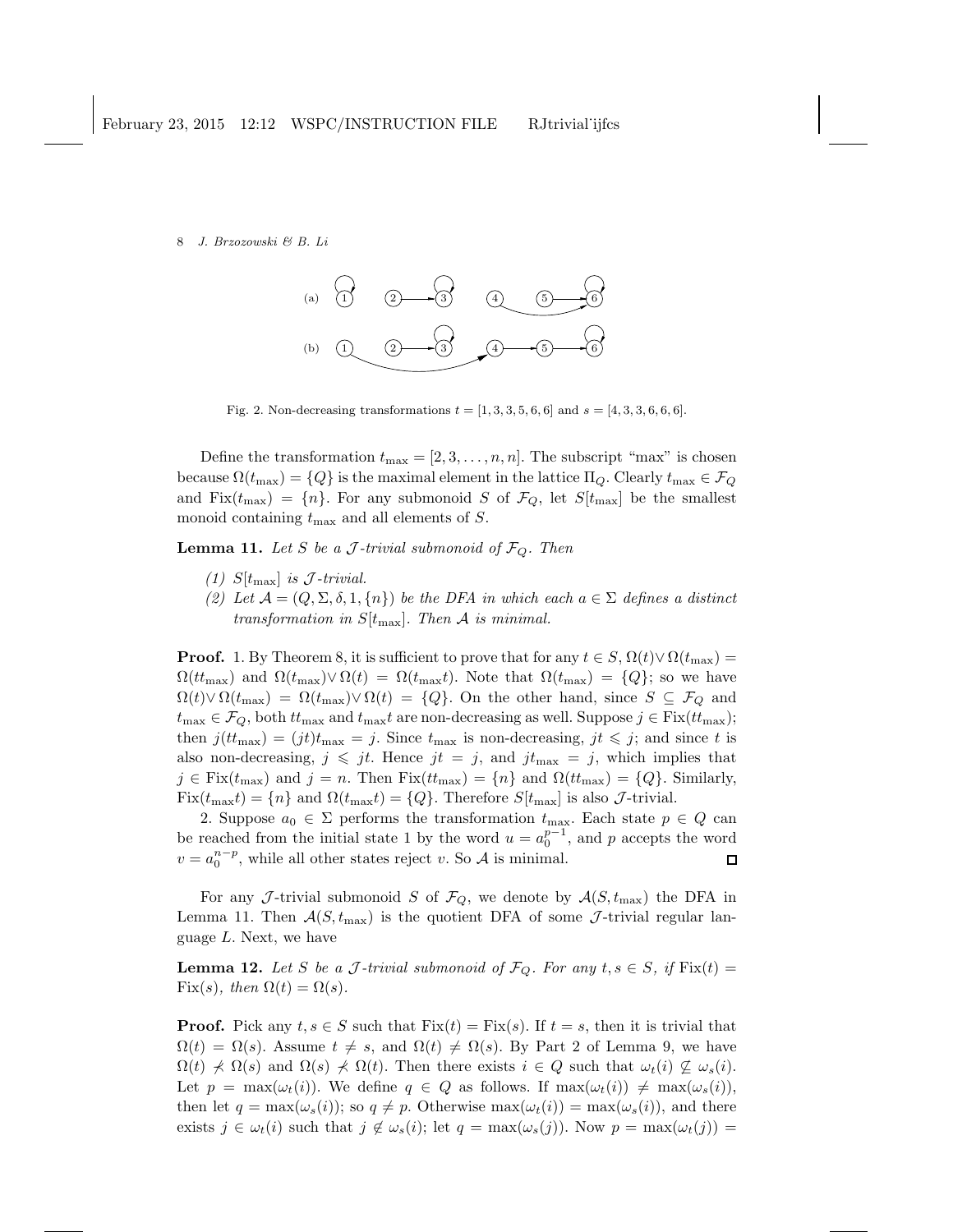Fig. 2. Non-decreasing transformations $t = [1, 3, 3, 5, 6, 6]$ and $s = [4, 3, 3, 6, 6, 6]$.

Define the transformation $t_{\max} = [2, 3, \dots, n, n]$. The subscript "max" is chosen because $\Omega(t_{\max}) = \{Q\}$ is the maximal element in the lattice $\Pi_Q$. Clearly $t_{\max} \in \mathcal{F}_Q$ and $\text{Fix}(t_{\max}) = \{n\}$. For any submonoid $S$ of $\mathcal{F}_Q$, let $S[t_{\max}]$ be the smallest monoid containing $t_{\max}$ and all elements of $S$.

**Lemma 11.** *Let $S$ be a $\mathcal{J}$-trivial submonoid of $\mathcal{F}_Q$. Then*

*(1) $S[t_{\max}]$ is $\mathcal{J}$-trivial.*

*(2) Let $\mathcal{A} = (Q, \Sigma, \delta, 1, \{n\})$ be the DFA in which each $a \in \Sigma$ defines a distinct transformation in $S[t_{\max}]$. Then $\mathcal{A}$ is minimal.*

**Proof.** 1. By Theorem 8, it is sufficient to prove that for any $t \in S$, $\Omega(t) \vee \Omega(t_{\max}) = \Omega(tt_{\max})$ and $\Omega(t_{\max}) \vee \Omega(t) = \Omega(t_{\max}t)$. Note that $\Omega(t_{\max}) = \{Q\}$; so we have $\Omega(t) \vee \Omega(t_{\max}) = \Omega(t_{\max}) \vee \Omega(t) = \{Q\}$. On the other hand, since $S \subseteq \mathcal{F}_Q$ and $t_{\max} \in \mathcal{F}_Q$, both $tt_{\max}$ and $t_{\max}t$ are non-decreasing as well. Suppose $j \in \text{Fix}(tt_{\max})$; then $j(tt_{\max}) = (jt)t_{\max} = j$. Since $t_{\max}$ is non-decreasing, $jt \leqslant j$; and since $t$ is also non-decreasing, $j \leqslant jt$. Hence $jt = j$, and $jt_{\max} = j$, which implies that $j \in \text{Fix}(t_{\max})$ and $j = n$. Then $\text{Fix}(tt_{\max}) = \{n\}$ and $\Omega(tt_{\max}) = \{Q\}$. Similarly, $\text{Fix}(t_{\max}t) = \{n\}$ and $\Omega(t_{\max}t) = \{Q\}$. Therefore $S[t_{\max}]$ is also $\mathcal{J}$-trivial.

2. Suppose $a_0 \in \Sigma$ performs the transformation $t_{\max}$. Each state $p \in Q$ can be reached from the initial state 1 by the word $u = a_0^{p-1}$, and $p$ accepts the word $v = a_0^{n-p}$, while all other states reject $v$. So $\mathcal{A}$ is minimal. $\square$

For any $\mathcal{J}$-trivial submonoid $S$ of $\mathcal{F}_Q$, we denote by $\mathcal{A}(S, t_{\max})$ the DFA in Lemma 11. Then $\mathcal{A}(S, t_{\max})$ is the quotient DFA of some $\mathcal{J}$-trivial regular language $L$. Next, we have

**Lemma 12.** *Let $S$ be a $\mathcal{J}$-trivial submonoid of $\mathcal{F}_Q$. For any $t, s \in S$, if $\text{Fix}(t) = \text{Fix}(s)$, then $\Omega(t) = \Omega(s)$.*

**Proof.** Pick any $t, s \in S$ such that $\text{Fix}(t) = \text{Fix}(s)$. If $t = s$, then it is trivial that $\Omega(t) = \Omega(s)$. Assume $t \neq s$, and $\Omega(t) \neq \Omega(s)$. By Part 2 of Lemma 9, we have $\Omega(t) \not\prec \Omega(s)$ and $\Omega(s) \not\prec \Omega(t)$. Then there exists $i \in Q$ such that $\omega_t(i) \not\subseteq \omega_s(i)$. Let $p = \max(\omega_t(i))$. We define $q \in Q$ as follows. If $\max(\omega_t(i)) \neq \max(\omega_s(i))$, then let $q = \max(\omega_s(i))$; so $q \neq p$. Otherwise $\max(\omega_t(i)) = \max(\omega_s(i))$, and there exists $j \in \omega_t(i)$ such that $j \notin \omega_s(i)$; let $q = \max(\omega_s(j))$. Now $p = \max(\omega_t(j)) =$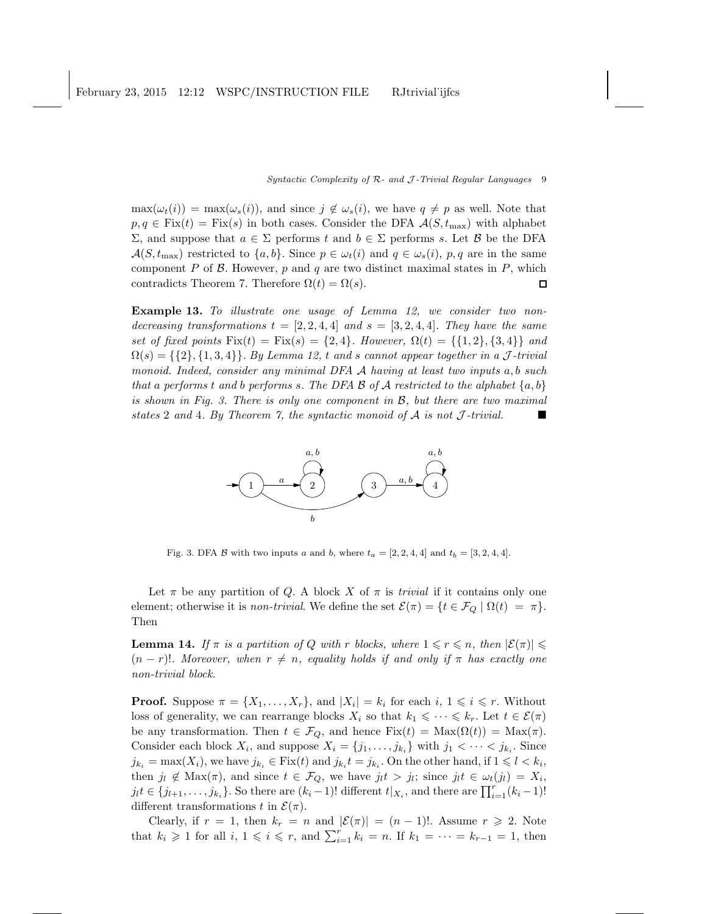$\max(\omega_t(i)) = \max(\omega_s(i))$, and since $j \notin \omega_s(i)$, we have $q \neq p$ as well. Note that $p, q \in \mathrm{Fix}(t) = \mathrm{Fix}(s)$ in both cases. Consider the DFA $\mathcal{A}(S, t_{\max})$ with alphabet $\Sigma$, and suppose that $a \in \Sigma$ performs $t$ and $b \in \Sigma$ performs $s$. Let $\mathcal{B}$ be the DFA $\mathcal{A}(S, t_{\max})$ restricted to $\{a, b\}$. Since $p \in \omega_t(i)$ and $q \in \omega_s(i)$, $p, q$ are in the same component $P$ of $\mathcal{B}$. However, $p$ and $q$ are two distinct maximal states in $P$, which contradicts Theorem 7. Therefore $\Omega(t) = \Omega(s)$. □

**Example 13.** *To illustrate one usage of Lemma 12, we consider two non-decreasing transformations $t = [2, 2, 4, 4]$ and $s = [3, 2, 4, 4]$. They have the same set of fixed points $\mathrm{Fix}(t) = \mathrm{Fix}(s) = \{2, 4\}$. However, $\Omega(t) = \{\{1, 2\}, \{3, 4\}\}$ and $\Omega(s) = \{\{2\}, \{1, 3, 4\}\}$. By Lemma 12, $t$ and $s$ cannot appear together in a $\mathcal{J}$-trivial monoid. Indeed, consider any minimal DFA $\mathcal{A}$ having at least two inputs $a, b$ such that $a$ performs $t$ and $b$ performs $s$. The DFA $\mathcal{B}$ of $\mathcal{A}$ restricted to the alphabet $\{a, b\}$ is shown in Fig. 3. There is only one component in $\mathcal{B}$, but there are two maximal states 2 and 4. By Theorem 7, the syntactic monoid of $\mathcal{A}$ is not $\mathcal{J}$-trivial.* ■

Fig. 3. DFA $\mathcal{B}$ with two inputs $a$ and $b$, where $t_a = [2, 2, 4, 4]$ and $t_b = [3, 2, 4, 4]$.

Let $\pi$ be any partition of $Q$. A block $X$ of $\pi$ is *trivial* if it contains only one element; otherwise it is *non-trivial*. We define the set $\mathcal{E}(\pi) = \{t \in \mathcal{F}_Q \mid \Omega(t) = \pi\}$. Then

**Lemma 14.** *If $\pi$ is a partition of $Q$ with $r$ blocks, where $1 \leqslant r \leqslant n$, then $|\mathcal{E}(\pi)| \leqslant (n - r)!$. Moreover, when $r \neq n$, equality holds if and only if $\pi$ has exactly one non-trivial block.*

**Proof.** Suppose $\pi = \{X_1, \dots, X_r\}$, and $|X_i| = k_i$ for each $i$, $1 \leqslant i \leqslant r$. Without loss of generality, we can rearrange blocks $X_i$ so that $k_1 \leqslant \cdots \leqslant k_r$. Let $t \in \mathcal{E}(\pi)$ be any transformation. Then $t \in \mathcal{F}_Q$, and hence $\mathrm{Fix}(t) = \mathrm{Max}(\Omega(t)) = \mathrm{Max}(\pi)$. Consider each block $X_i$, and suppose $X_i = \{j_1, \dots, j_{k_i}\}$ with $j_1 < \cdots < j_{k_i}$. Since $j_{k_i} = \max(X_i)$, we have $j_{k_i} \in \mathrm{Fix}(t)$ and $j_{k_i} t = j_{k_i}$. On the other hand, if $1 \leqslant l < k_i$, then $j_l \notin \mathrm{Max}(\pi)$, and since $t \in \mathcal{F}_Q$, we have $j_l t > j_l$; since $j_l t \in \omega_t(j_l) = X_i$, $j_l t \in \{j_{l+1}, \dots, j_{k_i}\}$. So there are $(k_i - 1)!$ different $t|_{X_i}$, and there are $\prod_{i=1}^{r} (k_i - 1)!$ different transformations $t$ in $\mathcal{E}(\pi)$.

Clearly, if $r = 1$, then $k_r = n$ and $|\mathcal{E}(\pi)| = (n-1)!$. Assume $r \geqslant 2$. Note that $k_i \geqslant 1$ for all $i$, $1 \leqslant i \leqslant r$, and $\sum_{i=1}^{r} k_i = n$. If $k_1 = \cdots = k_{r-1} = 1$, then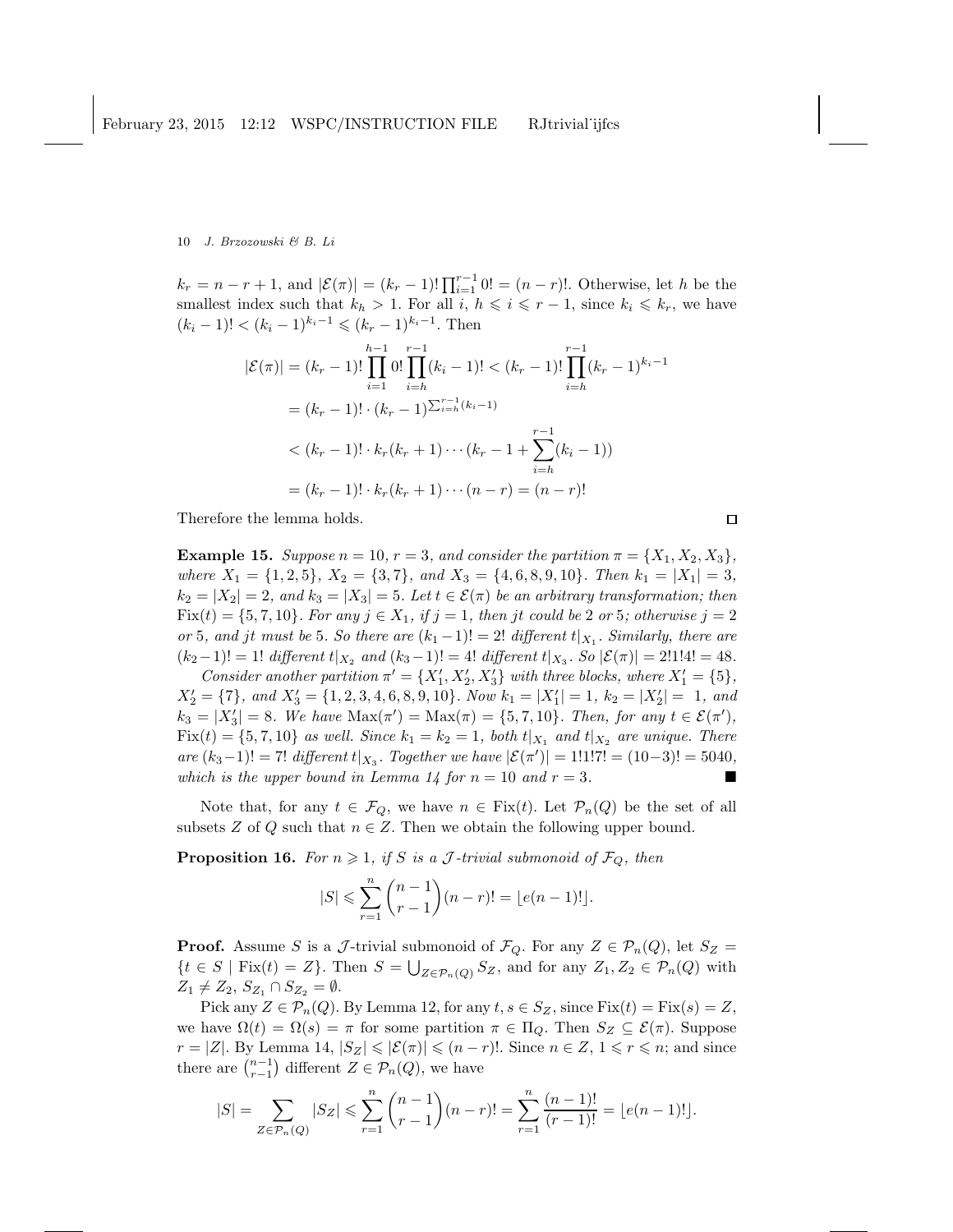$k_r = n - r + 1$, and $|\mathcal{E}(\pi)| = (k_r - 1)! \prod_{i=1}^{r-1} 0! = (n-r)!$. Otherwise, let $h$ be the smallest index such that $k_h > 1$. For all $i$, $h \leqslant i \leqslant r-1$, since $k_i \leqslant k_r$, we have $(k_i - 1)! < (k_i - 1)^{k_i - 1} \leqslant (k_r - 1)^{k_i - 1}$. Then

$$
\begin{aligned}
|\mathcal{E}(\pi)| &= (k_r - 1)! \prod_{i=1}^{h-1} 0! \prod_{i=h}^{r-1} (k_i - 1)! < (k_r - 1)! \prod_{i=h}^{r-1} (k_r - 1)^{k_i - 1} \\
&= (k_r - 1)! \cdot (k_r - 1)^{\sum_{i=h}^{r-1} (k_i - 1)} \\
&< (k_r - 1)! \cdot k_r (k_r + 1) \cdots (k_r - 1 + \sum_{i=h}^{r-1} (k_i - 1)) \\
&= (k_r - 1)! \cdot k_r (k_r + 1) \cdots (n - r) = (n - r)!
\end{aligned}
$$

Therefore the lemma holds. □

**Example 15.** *Suppose $n = 10$, $r = 3$, and consider the partition $\pi = \{X_1, X_2, X_3\}$, where $X_1 = \{1, 2, 5\}$, $X_2 = \{3, 7\}$, and $X_3 = \{4, 6, 8, 9, 10\}$. Then $k_1 = |X_1| = 3$, $k_2 = |X_2| = 2$, and $k_3 = |X_3| = 5$. Let $t \in \mathcal{E}(\pi)$ be an arbitrary transformation; then $\mathrm{Fix}(t) = \{5, 7, 10\}$. For any $j \in X_1$, if $j = 1$, then $jt$ could be 2 or 5; otherwise $j = 2$ or 5, and $jt$ must be 5. So there are $(k_1 - 1)! = 2!$ different $t|_{X_1}$. Similarly, there are $(k_2 - 1)! = 1!$ different $t|_{X_2}$ and $(k_3 - 1)! = 4!$ different $t|_{X_3}$. So $|\mathcal{E}(\pi)| = 2!1!4! = 48$.*

*Consider another partition $\pi' = \{X'_1, X'_2, X'_3\}$ with three blocks, where $X'_1 = \{5\}$, $X'_2 = \{7\}$, and $X'_3 = \{1, 2, 3, 4, 6, 8, 9, 10\}$. Now $k_1 = |X'_1| = 1$, $k_2 = |X'_2| = 1$, and $k_3 = |X'_3| = 8$. We have $\mathrm{Max}(\pi') = \mathrm{Max}(\pi) = \{5, 7, 10\}$. Then, for any $t \in \mathcal{E}(\pi')$, $\mathrm{Fix}(t) = \{5, 7, 10\}$ as well. Since $k_1 = k_2 = 1$, both $t|_{X_1}$ and $t|_{X_2}$ are unique. There are $(k_3 - 1)! = 7!$ different $t|_{X_3}$. Together we have $|\mathcal{E}(\pi')| = 1!1!7! = (10-3)! = 5040$, which is the upper bound in Lemma 14 for $n = 10$ and $r = 3$.* ■

Note that, for any $t \in \mathcal{F}_Q$, we have $n \in \mathrm{Fix}(t)$. Let $\mathcal{P}_n(Q)$ be the set of all subsets $Z$ of $Q$ such that $n \in Z$. Then we obtain the following upper bound.

**Proposition 16.** *For $n \geqslant 1$, if $S$ is a $\mathcal{J}$-trivial submonoid of $\mathcal{F}_Q$, then*

$$|S| \leqslant \sum_{r=1}^{n} \binom{n-1}{r-1} (n-r)! = \lfloor e(n-1)! \rfloor.$$

**Proof.** Assume $S$ is a $\mathcal{J}$-trivial submonoid of $\mathcal{F}_Q$. For any $Z \in \mathcal{P}_n(Q)$, let $S_Z = \{t \in S \mid \mathrm{Fix}(t) = Z\}$. Then $S = \bigcup_{Z \in \mathcal{P}_n(Q)} S_Z$, and for any $Z_1, Z_2 \in \mathcal{P}_n(Q)$ with $Z_1 \neq Z_2$, $S_{Z_1} \cap S_{Z_2} = \emptyset$.

Pick any $Z \in \mathcal{P}_n(Q)$. By Lemma 12, for any $t, s \in S_Z$, since $\mathrm{Fix}(t) = \mathrm{Fix}(s) = Z$, we have $\Omega(t) = \Omega(s) = \pi$ for some partition $\pi \in \Pi_Q$. Then $S_Z \subseteq \mathcal{E}(\pi)$. Suppose $r = |Z|$. By Lemma 14, $|S_Z| \leqslant |\mathcal{E}(\pi)| \leqslant (n-r)!$. Since $n \in Z$, $1 \leqslant r \leqslant n$; and since there are $\binom{n-1}{r-1}$ different $Z \in \mathcal{P}_n(Q)$, we have

$$|S| = \sum_{Z \in \mathcal{P}_n(Q)} |S_Z| \leqslant \sum_{r=1}^{n} \binom{n-1}{r-1} (n-r)! = \sum_{r=1}^{n} \frac{(n-1)!}{(r-1)!} = \lfloor e(n-1)! \rfloor.$$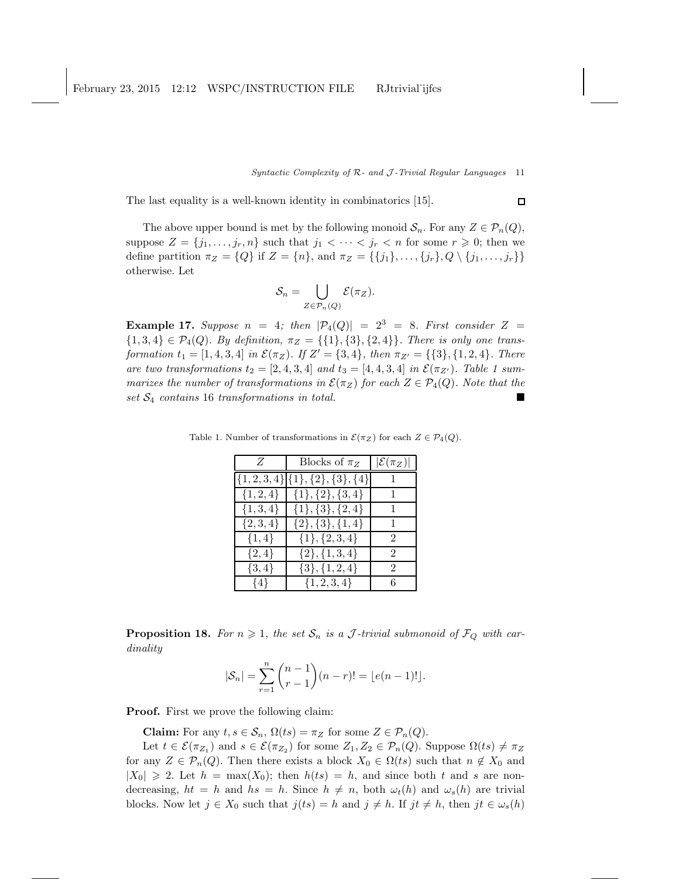The last equality is a well-known identity in combinatorics [15]. $\square$

The above upper bound is met by the following monoid $\mathcal{S}_n$. For any $Z \in \mathcal{P}_n(Q)$, suppose $Z = \{j_1, \ldots, j_r, n\}$ such that $j_1 < \cdots < j_r < n$ for some $r \geqslant 0$; then we define partition $\pi_Z = \{Q\}$ if $Z = \{n\}$, and $\pi_Z = \{\{j_1\}, \ldots, \{j_r\}, Q \setminus \{j_1, \ldots, j_r\}\}$ otherwise. Let

$$\mathcal{S}_n = \bigcup_{Z \in \mathcal{P}_n(Q)} \mathcal{E}(\pi_Z).$$

**Example 17.** *Suppose $n = 4$; then $|\mathcal{P}_4(Q)| = 2^3 = 8$. First consider $Z = \{1, 3, 4\} \in \mathcal{P}_4(Q)$. By definition, $\pi_Z = \{\{1\}, \{3\}, \{2, 4\}\}$. There is only one transformation $t_1 = [1, 4, 3, 4]$ in $\mathcal{E}(\pi_Z)$. If $Z' = \{3, 4\}$, then $\pi_{Z'} = \{\{3\}, \{1, 2, 4\}$. There are two transformations $t_2 = [2, 4, 3, 4]$ and $t_3 = [4, 4, 3, 4]$ in $\mathcal{E}(\pi_{Z'})$. Table 1 summarizes the number of transformations in $\mathcal{E}(\pi_Z)$ for each $Z \in \mathcal{P}_4(Q)$. Note that the set $\mathcal{S}_4$ contains 16 transformations in total.* $\blacksquare$

Table 1. Number of transformations in $\mathcal{E}(\pi_Z)$ for each $Z \in \mathcal{P}_4(Q)$.

| $Z$ | Blocks of $\pi_Z$ | $\lvert\mathcal{E}(\pi_Z)\rvert$ |
|---|---|---|
| $\{1,2,3,4\}$ | $\{1\},\{2\},\{3\},\{4\}$ | 1 |
| $\{1,2,4\}$ | $\{1\},\{2\},\{3,4\}$ | 1 |
| $\{1,3,4\}$ | $\{1\},\{3\},\{2,4\}$ | 1 |
| $\{2,3,4\}$ | $\{2\},\{3\},\{1,4\}$ | 1 |
| $\{1,4\}$ | $\{1\},\{2,3,4\}$ | 2 |
| $\{2,4\}$ | $\{2\},\{1,3,4\}$ | 2 |
| $\{3,4\}$ | $\{3\},\{1,2,4\}$ | 2 |
| $\{4\}$ | $\{1,2,3,4\}$ | 6 |

**Proposition 18.** *For $n \geqslant 1$, the set $\mathcal{S}_n$ is a $\mathcal{J}$-trivial submonoid of $\mathcal{F}_Q$ with cardinality*

$$|\mathcal{S}_n| = \sum_{r=1}^{n} \binom{n-1}{r-1} (n-r)! = \lfloor e(n-1)! \rfloor.$$

**Proof.** First we prove the following claim:

**Claim:** For any $t, s \in \mathcal{S}_n$, $\Omega(ts) = \pi_Z$ for some $Z \in \mathcal{P}_n(Q)$.

Let $t \in \mathcal{E}(\pi_{Z_1})$ and $s \in \mathcal{E}(\pi_{Z_2})$ for some $Z_1, Z_2 \in \mathcal{P}_n(Q)$. Suppose $\Omega(ts) \neq \pi_Z$ for any $Z \in \mathcal{P}_n(Q)$. Then there exists a block $X_0 \in \Omega(ts)$ such that $n \notin X_0$ and $|X_0| \geqslant 2$. Let $h = \max(X_0)$; then $h(ts) = h$, and since both $t$ and $s$ are nondecreasing, $ht = h$ and $hs = h$. Since $h \neq n$, both $\omega_t(h)$ and $\omega_s(h)$ are trivial blocks. Now let $j \in X_0$ such that $j(ts) = h$ and $j \neq h$. If $jt \neq h$, then $jt \in \omega_s(h)$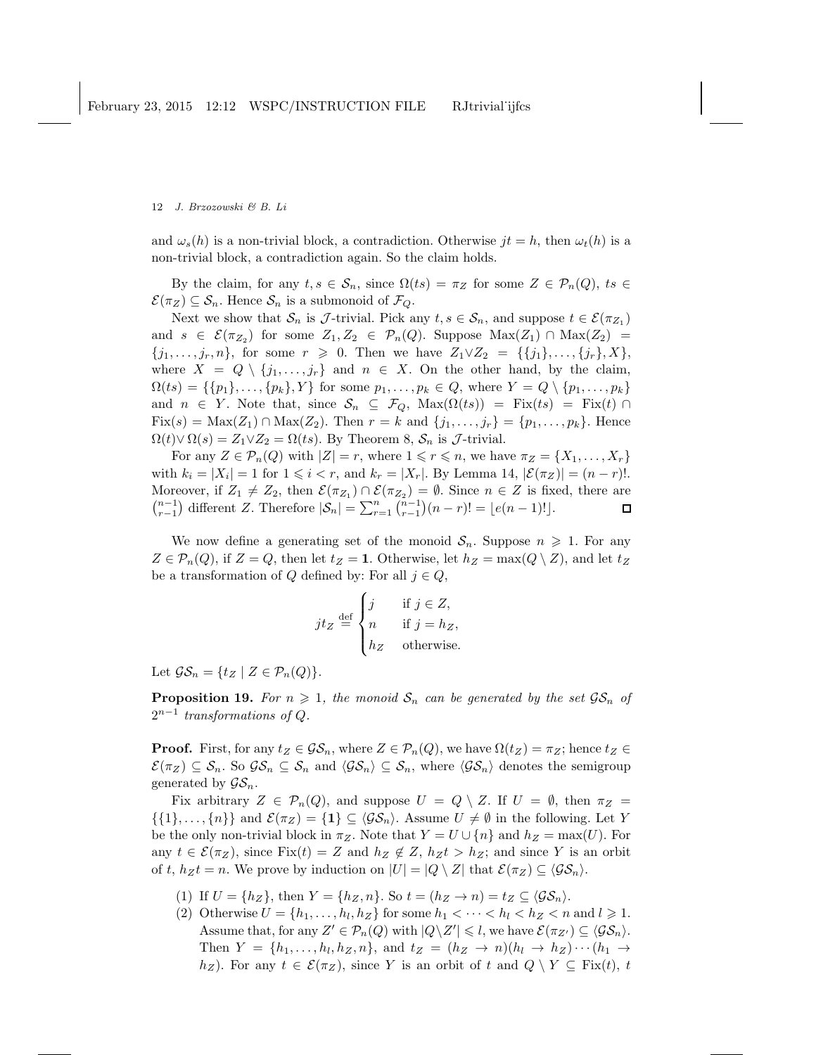and $\omega_s(h)$ is a non-trivial block, a contradiction. Otherwise $jt = h$, then $\omega_t(h)$ is a non-trivial block, a contradiction again. So the claim holds.

By the claim, for any $t, s \in \mathcal{S}_n$, since $\Omega(ts) = \pi_Z$ for some $Z \in \mathcal{P}_n(Q)$, $ts \in \mathcal{E}(\pi_Z) \subseteq \mathcal{S}_n$. Hence $\mathcal{S}_n$ is a submonoid of $\mathcal{F}_Q$.

Next we show that $\mathcal{S}_n$ is $\mathcal{J}$-trivial. Pick any $t, s \in \mathcal{S}_n$, and suppose $t \in \mathcal{E}(\pi_{Z_1})$ and $s \in \mathcal{E}(\pi_{Z_2})$ for some $Z_1, Z_2 \in \mathcal{P}_n(Q)$. Suppose $\text{Max}(Z_1) \cap \text{Max}(Z_2) = \{j_1, \dots, j_r, n\}$, for some $r \geqslant 0$. Then we have $Z_1 \vee Z_2 = \{\{j_1\}, \dots, \{j_r\}, X\}$, where $X = Q \setminus \{j_1, \dots, j_r\}$ and $n \in X$. On the other hand, by the claim, $\Omega(ts) = \{\{p_1\}, \dots, \{p_k\}, Y\}$ for some $p_1, \dots, p_k \in Q$, where $Y = Q \setminus \{p_1, \dots, p_k\}$ and $n \in Y$. Note that, since $\mathcal{S}_n \subseteq \mathcal{F}_Q$, $\text{Max}(\Omega(ts)) = \text{Fix}(ts) = \text{Fix}(t) \cap \text{Fix}(s) = \text{Max}(Z_1) \cap \text{Max}(Z_2)$. Then $r = k$ and $\{j_1, \dots, j_r\} = \{p_1, \dots, p_k\}$. Hence $\Omega(t) \vee \Omega(s) = Z_1 \vee Z_2 = \Omega(ts)$. By Theorem 8, $\mathcal{S}_n$ is $\mathcal{J}$-trivial.

For any $Z \in \mathcal{P}_n(Q)$ with $|Z| = r$, where $1 \leqslant r \leqslant n$, we have $\pi_Z = \{X_1, \dots, X_r\}$ with $k_i = |X_i| = 1$ for $1 \leqslant i < r$, and $k_r = |X_r|$. By Lemma 14, $|\mathcal{E}(\pi_Z)| = (n-r)!$. Moreover, if $Z_1 \neq Z_2$, then $\mathcal{E}(\pi_{Z_1}) \cap \mathcal{E}(\pi_{Z_2}) = \emptyset$. Since $n \in Z$ is fixed, there are $\binom{n-1}{r-1}$ different $Z$. Therefore $|\mathcal{S}_n| = \sum_{r=1}^{n} \binom{n-1}{r-1}(n-r)! = \lfloor e(n-1)! \rfloor$. $\square$

We now define a generating set of the monoid $\mathcal{S}_n$. Suppose $n \geqslant 1$. For any $Z \in \mathcal{P}_n(Q)$, if $Z = Q$, then let $t_Z = \mathbf{1}$. Otherwise, let $h_Z = \max(Q \setminus Z)$, and let $t_Z$ be a transformation of $Q$ defined by: For all $j \in Q$,

$$jt_Z \stackrel{\text{def}}{=} \begin{cases} j & \text{if } j \in Z, \\ n & \text{if } j = h_Z, \\ h_Z & \text{otherwise.} \end{cases}$$

Let $\mathcal{GS}_n = \{t_Z \mid Z \in \mathcal{P}_n(Q)\}$.

**Proposition 19.** *For $n \geqslant 1$, the monoid $\mathcal{S}_n$ can be generated by the set $\mathcal{GS}_n$ of $2^{n-1}$ transformations of $Q$.*

**Proof.** First, for any $t_Z \in \mathcal{GS}_n$, where $Z \in \mathcal{P}_n(Q)$, we have $\Omega(t_Z) = \pi_Z$; hence $t_Z \in \mathcal{E}(\pi_Z) \subseteq \mathcal{S}_n$. So $\mathcal{GS}_n \subseteq \mathcal{S}_n$ and $\langle \mathcal{GS}_n \rangle \subseteq \mathcal{S}_n$, where $\langle \mathcal{GS}_n \rangle$ denotes the semigroup generated by $\mathcal{GS}_n$.

Fix arbitrary $Z \in \mathcal{P}_n(Q)$, and suppose $U = Q \setminus Z$. If $U = \emptyset$, then $\pi_Z = \{\{1\}, \dots, \{n\}\}$ and $\mathcal{E}(\pi_Z) = \{\mathbf{1}\} \subseteq \langle \mathcal{GS}_n \rangle$. Assume $U \neq \emptyset$ in the following. Let $Y$ be the only non-trivial block in $\pi_Z$. Note that $Y = U \cup \{n\}$ and $h_Z = \max(U)$. For any $t \in \mathcal{E}(\pi_Z)$, since $\text{Fix}(t) = Z$ and $h_Z \notin Z$, $h_Z t > h_Z$; and since $Y$ is an orbit of $t$, $h_Z t = n$. We prove by induction on $|U| = |Q \setminus Z|$ that $\mathcal{E}(\pi_Z) \subseteq \langle \mathcal{GS}_n \rangle$.

(1) If $U = \{h_Z\}$, then $Y = \{h_Z, n\}$. So $t = (h_Z \to n) = t_Z \subseteq \langle \mathcal{GS}_n \rangle$.

(2) Otherwise $U = \{h_1, \dots, h_l, h_Z\}$ for some $h_1 < \dots < h_l < h_Z < n$ and $l \geqslant 1$. Assume that, for any $Z' \in \mathcal{P}_n(Q)$ with $|Q \setminus Z'| \leqslant l$, we have $\mathcal{E}(\pi_{Z'}) \subseteq \langle \mathcal{GS}_n \rangle$. Then $Y = \{h_1, \dots, h_l, h_Z, n\}$, and $t_Z = (h_Z \to n)(h_l \to h_Z) \cdots (h_1 \to h_Z)$. For any $t \in \mathcal{E}(\pi_Z)$, since $Y$ is an orbit of $t$ and $Q \setminus Y \subseteq \text{Fix}(t)$, $t$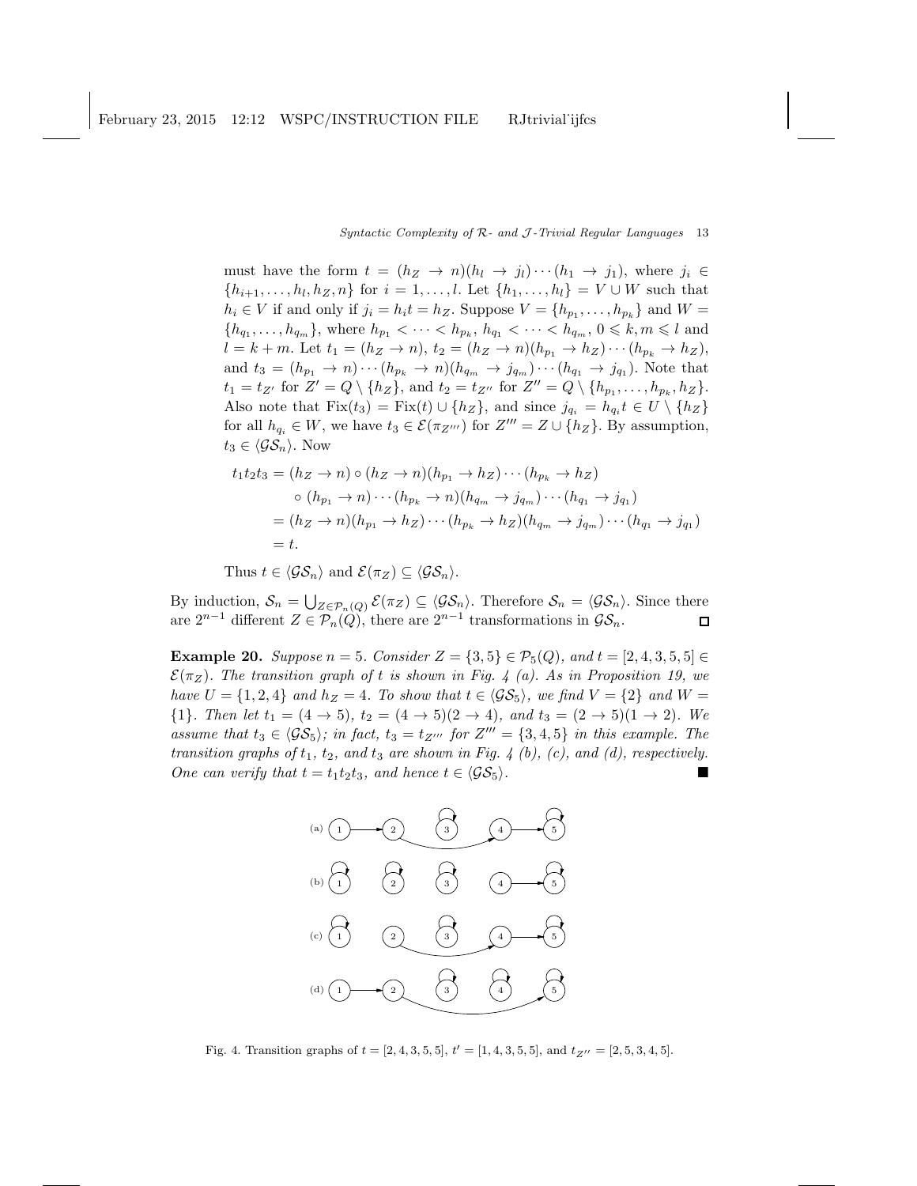must have the form $t = (h_Z \to n)(h_l \to j_l) \cdots (h_1 \to j_1)$, where $j_i \in \{h_{i+1}, \ldots, h_l, h_Z, n\}$ for $i = 1, \ldots, l$. Let $\{h_1, \ldots, h_l\} = V \cup W$ such that $h_i \in V$ if and only if $j_i = h_i t = h_Z$. Suppose $V = \{h_{p_1}, \ldots, h_{p_k}\}$ and $W = \{h_{q_1}, \ldots, h_{q_m}\}$, where $h_{p_1} < \cdots < h_{p_k}$, $h_{q_1} < \cdots < h_{q_m}$, $0 \leqslant k, m \leqslant l$ and $l = k + m$. Let $t_1 = (h_Z \to n)$, $t_2 = (h_Z \to n)(h_{p_1} \to h_Z) \cdots (h_{p_k} \to h_Z)$, and $t_3 = (h_{p_1} \to n) \cdots (h_{p_k} \to n)(h_{q_m} \to j_{q_m}) \cdots (h_{q_1} \to j_{q_1})$. Note that $t_1 = t_{Z'}$ for $Z' = Q \setminus \{h_Z\}$, and $t_2 = t_{Z''}$ for $Z'' = Q \setminus \{h_{p_1}, \ldots, h_{p_k}, h_Z\}$. Also note that $\mathrm{Fix}(t_3) = \mathrm{Fix}(t) \cup \{h_Z\}$, and since $j_{q_i} = h_{q_i} t \in U \setminus \{h_Z\}$ for all $h_{q_i} \in W$, we have $t_3 \in \mathcal{E}(\pi_{Z'''})$ for $Z''' = Z \cup \{h_Z\}$. By assumption, $t_3 \in \langle \mathcal{GS}_n \rangle$. Now

$$
\begin{aligned}
t_1 t_2 t_3 &= (h_Z \to n) \circ (h_Z \to n)(h_{p_1} \to h_Z) \cdots (h_{p_k} \to h_Z) \\
&\quad \circ (h_{p_1} \to n) \cdots (h_{p_k} \to n)(h_{q_m} \to j_{q_m}) \cdots (h_{q_1} \to j_{q_1}) \\
&= (h_Z \to n)(h_{p_1} \to h_Z) \cdots (h_{p_k} \to h_Z)(h_{q_m} \to j_{q_m}) \cdots (h_{q_1} \to j_{q_1}) \\
&= t.
\end{aligned}
$$

Thus $t \in \langle \mathcal{GS}_n \rangle$ and $\mathcal{E}(\pi_Z) \subseteq \langle \mathcal{GS}_n \rangle$.

By induction, $\mathcal{S}_n = \bigcup_{Z \in \mathcal{P}_n(Q)} \mathcal{E}(\pi_Z) \subseteq \langle \mathcal{GS}_n \rangle$. Therefore $\mathcal{S}_n = \langle \mathcal{GS}_n \rangle$. Since there are $2^{n-1}$ different $Z \in \mathcal{P}_n(Q)$, there are $2^{n-1}$ transformations in $\mathcal{GS}_n$. □

**Example 20.** *Suppose $n = 5$. Consider $Z = \{3, 5\} \in \mathcal{P}_5(Q)$, and $t = [2, 4, 3, 5, 5] \in \mathcal{E}(\pi_Z)$. The transition graph of $t$ is shown in Fig. 4 (a). As in Proposition 19, we have $U = \{1, 2, 4\}$ and $h_Z = 4$. To show that $t \in \langle \mathcal{GS}_5 \rangle$, we find $V = \{2\}$ and $W = \{1\}$. Then let $t_1 = (4 \to 5)$, $t_2 = (4 \to 5)(2 \to 4)$, and $t_3 = (2 \to 5)(1 \to 2)$. We assume that $t_3 \in \langle \mathcal{GS}_5 \rangle$; in fact, $t_3 = t_{Z'''}$ for $Z''' = \{3, 4, 5\}$ in this example. The transition graphs of $t_1$, $t_2$, and $t_3$ are shown in Fig. 4 (b), (c), and (d), respectively. One can verify that $t = t_1 t_2 t_3$, and hence $t \in \langle \mathcal{GS}_5 \rangle$.* ■

Fig. 4. Transition graphs of $t = [2, 4, 3, 5, 5]$, $t' = [1, 4, 3, 5, 5]$, and $t_{Z''} = [2, 5, 3, 4, 5]$.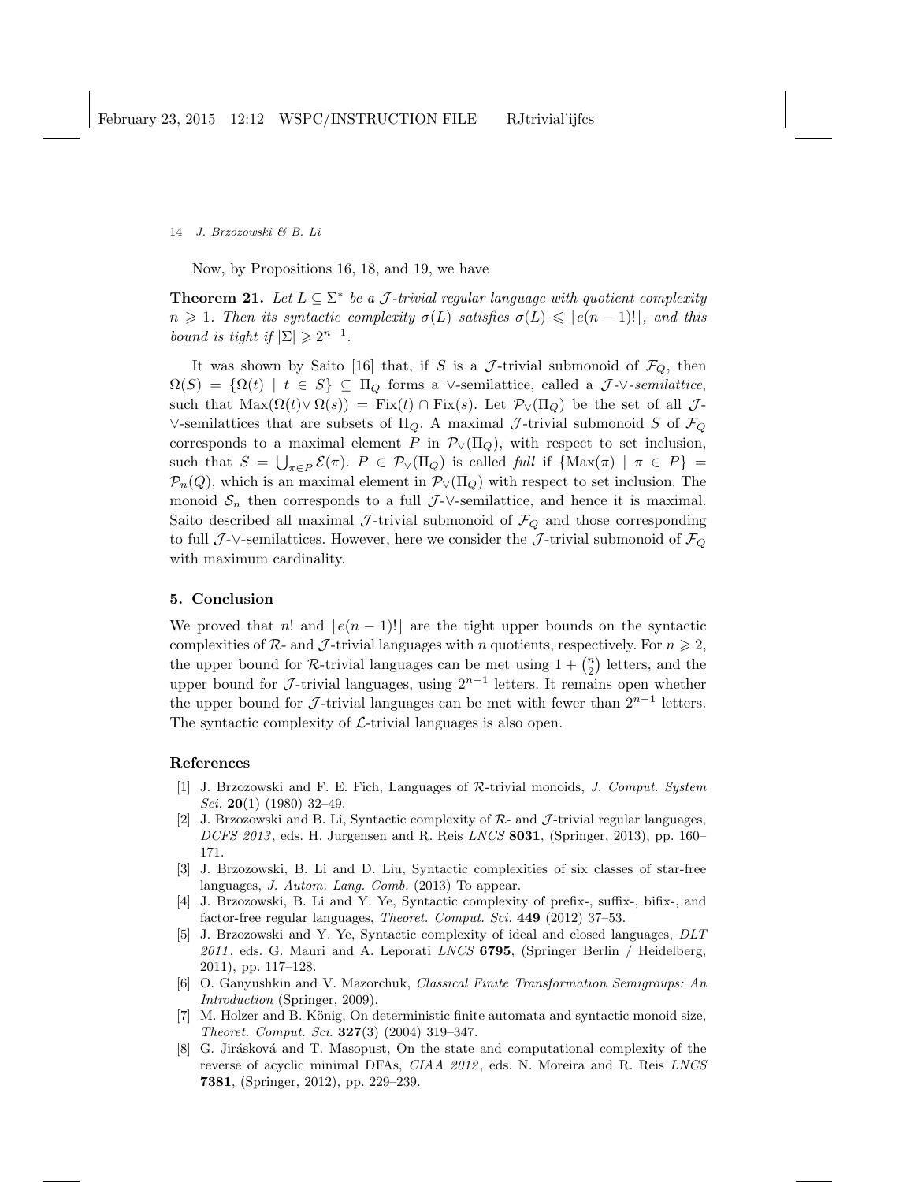Now, by Propositions 16, 18, and 19, we have

**Theorem 21.** *Let $L \subseteq \Sigma^*$ be a $\mathcal{J}$-trivial regular language with quotient complexity $n \geqslant 1$. Then its syntactic complexity $\sigma(L)$ satisfies $\sigma(L) \leqslant \lfloor e(n-1)! \rfloor$, and this bound is tight if $|\Sigma| \geqslant 2^{n-1}$.*

It was shown by Saito [16] that, if $S$ is a $\mathcal{J}$-trivial submonoid of $\mathcal{F}_Q$, then $\Omega(S) = \{\Omega(t) \mid t \in S\} \subseteq \Pi_Q$ forms a $\vee$-semilattice, called a $\mathcal{J}$-$\vee$-*semilattice*, such that $\mathrm{Max}(\Omega(t) \vee \Omega(s)) = \mathrm{Fix}(t) \cap \mathrm{Fix}(s)$. Let $\mathcal{P}_\vee(\Pi_Q)$ be the set of all $\mathcal{J}$-$\vee$-semilattices that are subsets of $\Pi_Q$. A maximal $\mathcal{J}$-trivial submonoid $S$ of $\mathcal{F}_Q$ corresponds to a maximal element $P$ in $\mathcal{P}_\vee(\Pi_Q)$, with respect to set inclusion, such that $S = \bigcup_{\pi \in P} \mathcal{E}(\pi)$. $P \in \mathcal{P}_\vee(\Pi_Q)$ is called *full* if $\{\mathrm{Max}(\pi) \mid \pi \in P\} = \mathcal{P}_n(Q)$, which is an maximal element in $\mathcal{P}_\vee(\Pi_Q)$ with respect to set inclusion. The monoid $\mathcal{S}_n$ then corresponds to a full $\mathcal{J}$-$\vee$-semilattice, and hence it is maximal. Saito described all maximal $\mathcal{J}$-trivial submonoid of $\mathcal{F}_Q$ and those corresponding to full $\mathcal{J}$-$\vee$-semilattices. However, here we consider the $\mathcal{J}$-trivial submonoid of $\mathcal{F}_Q$ with maximum cardinality.

## 5. Conclusion

We proved that $n!$ and $\lfloor e(n-1)! \rfloor$ are the tight upper bounds on the syntactic complexities of $\mathcal{R}$- and $\mathcal{J}$-trivial languages with $n$ quotients, respectively. For $n \geqslant 2$, the upper bound for $\mathcal{R}$-trivial languages can be met using $1 + \binom{n}{2}$ letters, and the upper bound for $\mathcal{J}$-trivial languages, using $2^{n-1}$ letters. It remains open whether the upper bound for $\mathcal{J}$-trivial languages can be met with fewer than $2^{n-1}$ letters. The syntactic complexity of $\mathcal{L}$-trivial languages is also open.

## References

[1] J. Brzozowski and F. E. Fich, Languages of $\mathcal{R}$-trivial monoids, *J. Comput. System Sci.* **20**(1) (1980) 32–49.

[2] J. Brzozowski and B. Li, Syntactic complexity of $\mathcal{R}$- and $\mathcal{J}$-trivial regular languages, *DCFS 2013*, eds. H. Jurgensen and R. Reis *LNCS* **8031**, (Springer, 2013), pp. 160–171.

[3] J. Brzozowski, B. Li and D. Liu, Syntactic complexities of six classes of star-free languages, *J. Autom. Lang. Comb.* (2013) To appear.

[4] J. Brzozowski, B. Li and Y. Ye, Syntactic complexity of prefix-, suffix-, bifix-, and factor-free regular languages, *Theoret. Comput. Sci.* **449** (2012) 37–53.

[5] J. Brzozowski and Y. Ye, Syntactic complexity of ideal and closed languages, *DLT 2011*, eds. G. Mauri and A. Leporati *LNCS* **6795**, (Springer Berlin / Heidelberg, 2011), pp. 117–128.

[6] O. Ganyushkin and V. Mazorchuk, *Classical Finite Transformation Semigroups: An Introduction* (Springer, 2009).

[7] M. Holzer and B. König, On deterministic finite automata and syntactic monoid size, *Theoret. Comput. Sci.* **327**(3) (2004) 319–347.

[8] G. Jirásková and T. Masopust, On the state and computational complexity of the reverse of acyclic minimal DFAs, *CIAA 2012*, eds. N. Moreira and R. Reis *LNCS* **7381**, (Springer, 2012), pp. 229–239.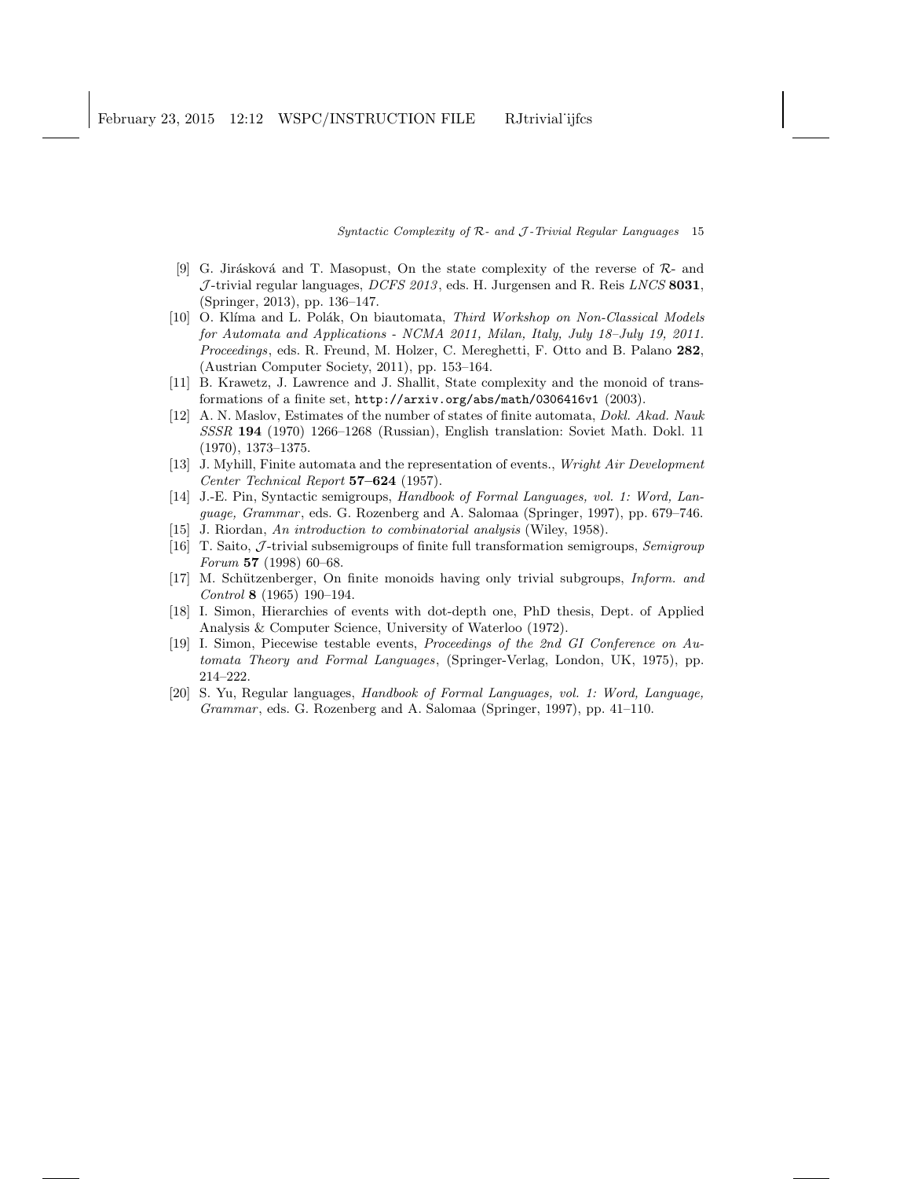[9] G. Jirásková and T. Masopust, On the state complexity of the reverse of $\mathcal{R}$- and $\mathcal{J}$-trivial regular languages, *DCFS 2013*, eds. H. Jurgensen and R. Reis *LNCS* **8031**, (Springer, 2013), pp. 136–147.

[10] O. Klíma and L. Polák, On biautomata, *Third Workshop on Non-Classical Models for Automata and Applications - NCMA 2011, Milan, Italy, July 18–July 19, 2011. Proceedings*, eds. R. Freund, M. Holzer, C. Mereghetti, F. Otto and B. Palano **282**, (Austrian Computer Society, 2011), pp. 153–164.

[11] B. Krawetz, J. Lawrence and J. Shallit, State complexity and the monoid of transformations of a finite set, `http://arxiv.org/abs/math/0306416v1` (2003).

[12] A. N. Maslov, Estimates of the number of states of finite automata, *Dokl. Akad. Nauk SSSR* **194** (1970) 1266–1268 (Russian), English translation: Soviet Math. Dokl. 11 (1970), 1373–1375.

[13] J. Myhill, Finite automata and the representation of events., *Wright Air Development Center Technical Report* **57–624** (1957).

[14] J.-E. Pin, Syntactic semigroups, *Handbook of Formal Languages, vol. 1: Word, Language, Grammar*, eds. G. Rozenberg and A. Salomaa (Springer, 1997), pp. 679–746.

[15] J. Riordan, *An introduction to combinatorial analysis* (Wiley, 1958).

[16] T. Saito, $\mathcal{J}$-trivial subsemigroups of finite full transformation semigroups, *Semigroup Forum* **57** (1998) 60–68.

[17] M. Schützenberger, On finite monoids having only trivial subgroups, *Inform. and Control* **8** (1965) 190–194.

[18] I. Simon, Hierarchies of events with dot-depth one, PhD thesis, Dept. of Applied Analysis & Computer Science, University of Waterloo (1972).

[19] I. Simon, Piecewise testable events, *Proceedings of the 2nd GI Conference on Automata Theory and Formal Languages*, (Springer-Verlag, London, UK, 1975), pp. 214–222.

[20] S. Yu, Regular languages, *Handbook of Formal Languages, vol. 1: Word, Language, Grammar*, eds. G. Rozenberg and A. Salomaa (Springer, 1997), pp. 41–110.